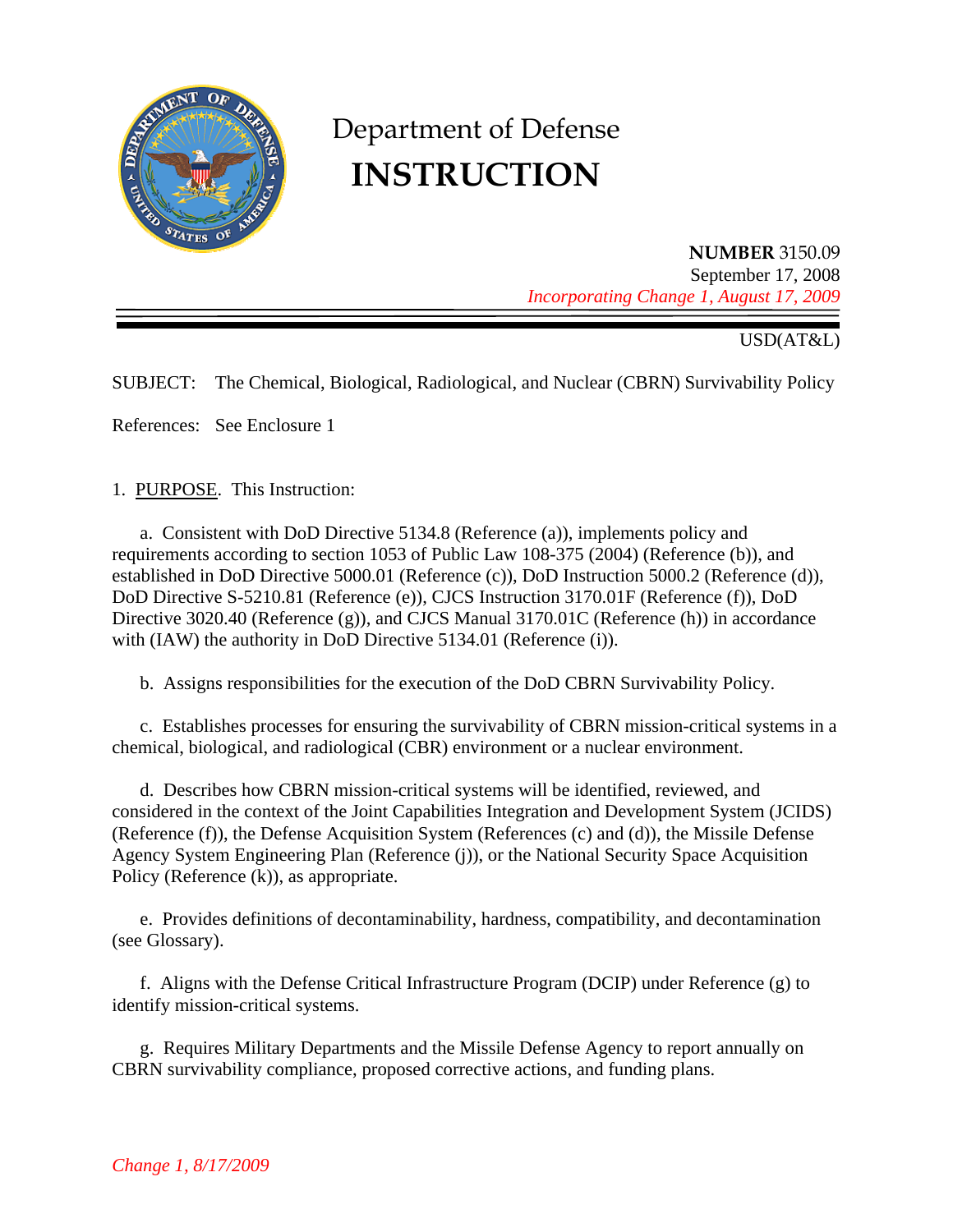# Department of Defense
# INSTRUCTION

**NUMBER** 3150.09
September 17, 2008
*Incorporating Change 1, August 17, 2009*

USD(AT&L)

SUBJECT: The Chemical, Biological, Radiological, and Nuclear (CBRN) Survivability Policy

References: See Enclosure 1

1. PURPOSE. This Instruction:

a. Consistent with DoD Directive 5134.8 (Reference (a)), implements policy and requirements according to section 1053 of Public Law 108-375 (2004) (Reference (b)), and established in DoD Directive 5000.01 (Reference (c)), DoD Instruction 5000.2 (Reference (d)), DoD Directive S-5210.81 (Reference (e)), CJCS Instruction 3170.01F (Reference (f)), DoD Directive 3020.40 (Reference (g)), and CJCS Manual 3170.01C (Reference (h)) in accordance with (IAW) the authority in DoD Directive 5134.01 (Reference (i)).

b. Assigns responsibilities for the execution of the DoD CBRN Survivability Policy.

c. Establishes processes for ensuring the survivability of CBRN mission-critical systems in a chemical, biological, and radiological (CBR) environment or a nuclear environment.

d. Describes how CBRN mission-critical systems will be identified, reviewed, and considered in the context of the Joint Capabilities Integration and Development System (JCIDS) (Reference (f)), the Defense Acquisition System (References (c) and (d)), the Missile Defense Agency System Engineering Plan (Reference (j)), or the National Security Space Acquisition Policy (Reference (k)), as appropriate.

e. Provides definitions of decontaminability, hardness, compatibility, and decontamination (see Glossary).

f. Aligns with the Defense Critical Infrastructure Program (DCIP) under Reference (g) to identify mission-critical systems.

g. Requires Military Departments and the Missile Defense Agency to report annually on CBRN survivability compliance, proposed corrective actions, and funding plans.

*Change 1, 8/17/2009*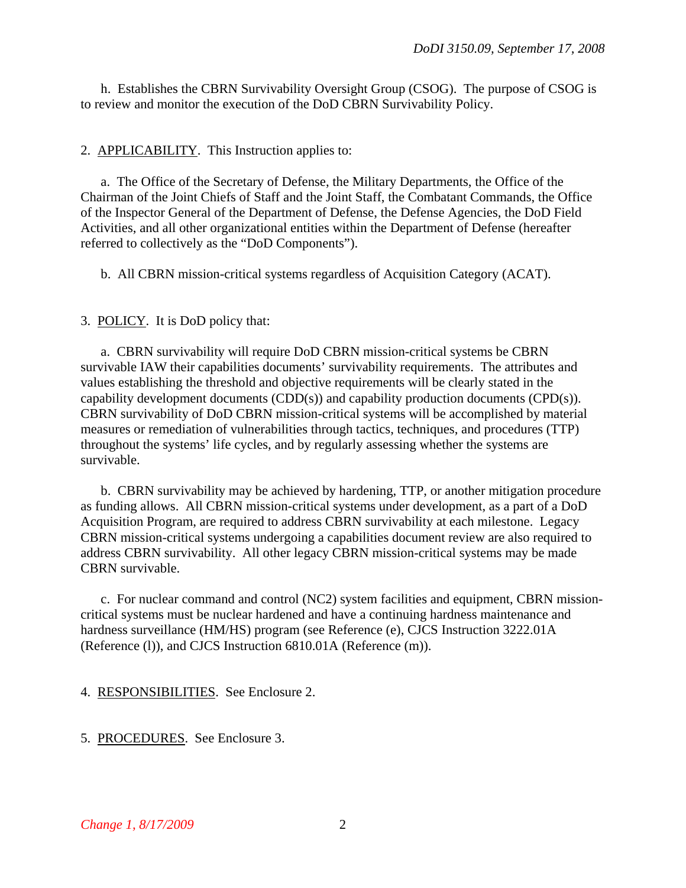h. Establishes the CBRN Survivability Oversight Group (CSOG). The purpose of CSOG is to review and monitor the execution of the DoD CBRN Survivability Policy.

2. APPLICABILITY. This Instruction applies to:

a. The Office of the Secretary of Defense, the Military Departments, the Office of the Chairman of the Joint Chiefs of Staff and the Joint Staff, the Combatant Commands, the Office of the Inspector General of the Department of Defense, the Defense Agencies, the DoD Field Activities, and all other organizational entities within the Department of Defense (hereafter referred to collectively as the "DoD Components").

b. All CBRN mission-critical systems regardless of Acquisition Category (ACAT).

3. POLICY. It is DoD policy that:

a. CBRN survivability will require DoD CBRN mission-critical systems be CBRN survivable IAW their capabilities documents' survivability requirements. The attributes and values establishing the threshold and objective requirements will be clearly stated in the capability development documents (CDD(s)) and capability production documents (CPD(s)). CBRN survivability of DoD CBRN mission-critical systems will be accomplished by material measures or remediation of vulnerabilities through tactics, techniques, and procedures (TTP) throughout the systems' life cycles, and by regularly assessing whether the systems are survivable.

b. CBRN survivability may be achieved by hardening, TTP, or another mitigation procedure as funding allows. All CBRN mission-critical systems under development, as a part of a DoD Acquisition Program, are required to address CBRN survivability at each milestone. Legacy CBRN mission-critical systems undergoing a capabilities document review are also required to address CBRN survivability. All other legacy CBRN mission-critical systems may be made CBRN survivable.

c. For nuclear command and control (NC2) system facilities and equipment, CBRN mission-critical systems must be nuclear hardened and have a continuing hardness maintenance and hardness surveillance (HM/HS) program (see Reference (e), CJCS Instruction 3222.01A (Reference (l)), and CJCS Instruction 6810.01A (Reference (m)).

4. RESPONSIBILITIES. See Enclosure 2.

5. PROCEDURES. See Enclosure 3.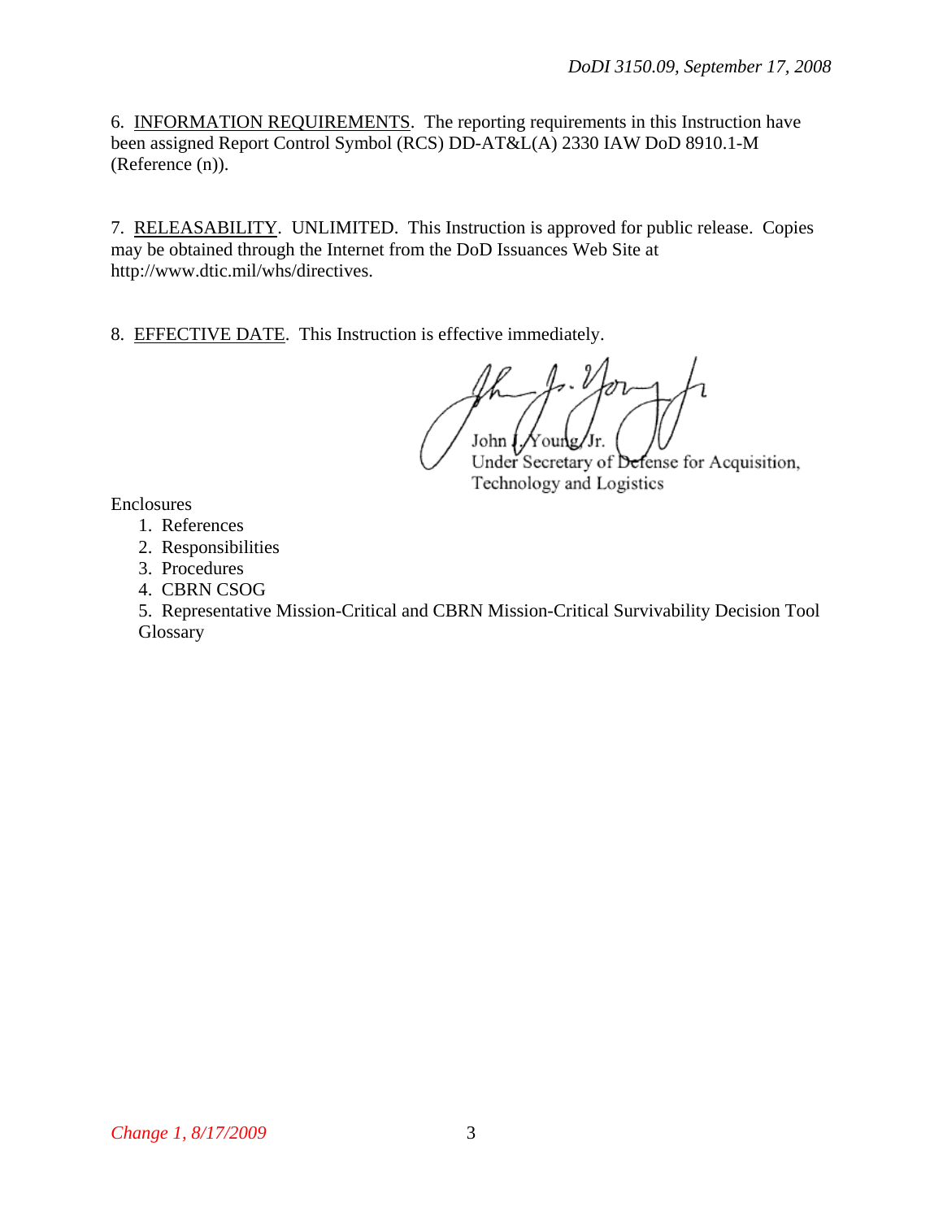6. INFORMATION REQUIREMENTS. The reporting requirements in this Instruction have been assigned Report Control Symbol (RCS) DD-AT&L(A) 2330 IAW DoD 8910.1-M (Reference (n)).

7. RELEASABILITY. UNLIMITED. This Instruction is approved for public release. Copies may be obtained through the Internet from the DoD Issuances Web Site at http://www.dtic.mil/whs/directives.

8. EFFECTIVE DATE. This Instruction is effective immediately.

John J. Young, Jr.
Under Secretary of Defense for Acquisition, Technology and Logistics

Enclosures
1. References
2. Responsibilities
3. Procedures
4. CBRN CSOG
5. Representative Mission-Critical and CBRN Mission-Critical Survivability Decision Tool

Glossary

*Change 1, 8/17/2009*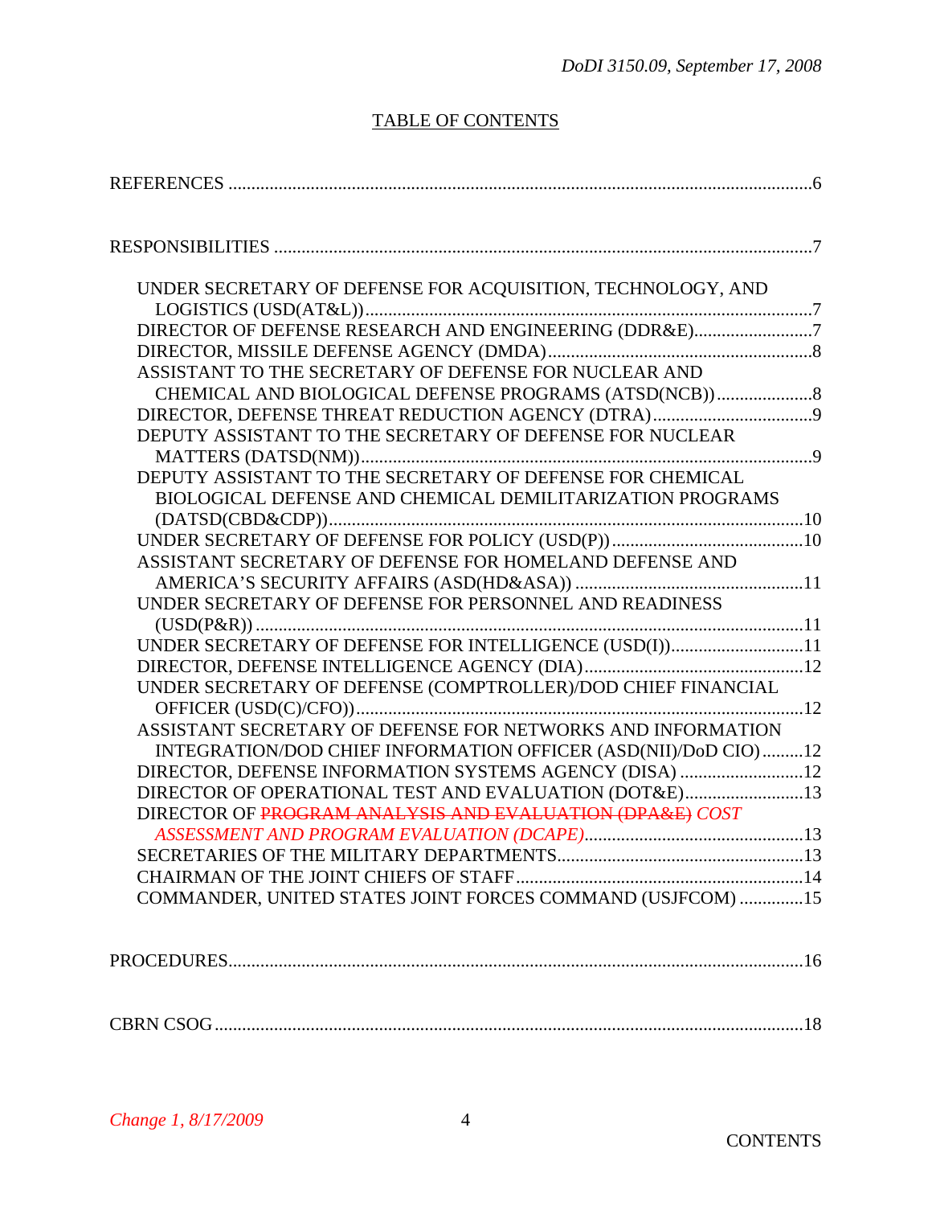TABLE OF CONTENTS

REFERENCES ...6

RESPONSIBILITIES ...7

- UNDER SECRETARY OF DEFENSE FOR ACQUISITION, TECHNOLOGY, AND LOGISTICS (USD(AT&L)) ...7
- DIRECTOR OF DEFENSE RESEARCH AND ENGINEERING (DDR&E) ...7
- DIRECTOR, MISSILE DEFENSE AGENCY (DMDA) ...8
- ASSISTANT TO THE SECRETARY OF DEFENSE FOR NUCLEAR AND CHEMICAL AND BIOLOGICAL DEFENSE PROGRAMS (ATSD(NCB)) ...8
- DIRECTOR, DEFENSE THREAT REDUCTION AGENCY (DTRA) ...9
- DEPUTY ASSISTANT TO THE SECRETARY OF DEFENSE FOR NUCLEAR MATTERS (DATSD(NM)) ...9
- DEPUTY ASSISTANT TO THE SECRETARY OF DEFENSE FOR CHEMICAL BIOLOGICAL DEFENSE AND CHEMICAL DEMILITARIZATION PROGRAMS (DATSD(CBD&CDP)) ...10
- UNDER SECRETARY OF DEFENSE FOR POLICY (USD(P)) ...10
- ASSISTANT SECRETARY OF DEFENSE FOR HOMELAND DEFENSE AND AMERICA'S SECURITY AFFAIRS (ASD(HD&ASA)) ...11
- UNDER SECRETARY OF DEFENSE FOR PERSONNEL AND READINESS (USD(P&R)) ...11
- UNDER SECRETARY OF DEFENSE FOR INTELLIGENCE (USD(I)) ...11
- DIRECTOR, DEFENSE INTELLIGENCE AGENCY (DIA) ...12
- UNDER SECRETARY OF DEFENSE (COMPTROLLER)/DOD CHIEF FINANCIAL OFFICER (USD(C)/CFO)) ...12
- ASSISTANT SECRETARY OF DEFENSE FOR NETWORKS AND INFORMATION INTEGRATION/DOD CHIEF INFORMATION OFFICER (ASD(NII)/DoD CIO) ...12
- DIRECTOR, DEFENSE INFORMATION SYSTEMS AGENCY (DISA) ...12
- DIRECTOR OF OPERATIONAL TEST AND EVALUATION (DOT&E) ...13
- DIRECTOR OF ~~PROGRAM ANALYSIS AND EVALUATION (DPA&E)~~ *COST ASSESSMENT AND PROGRAM EVALUATION (DCAPE)* ...13
- SECRETARIES OF THE MILITARY DEPARTMENTS ...13
- CHAIRMAN OF THE JOINT CHIEFS OF STAFF ...14
- COMMANDER, UNITED STATES JOINT FORCES COMMAND (USJFCOM) ...15

PROCEDURES ...16

CBRN CSOG ...18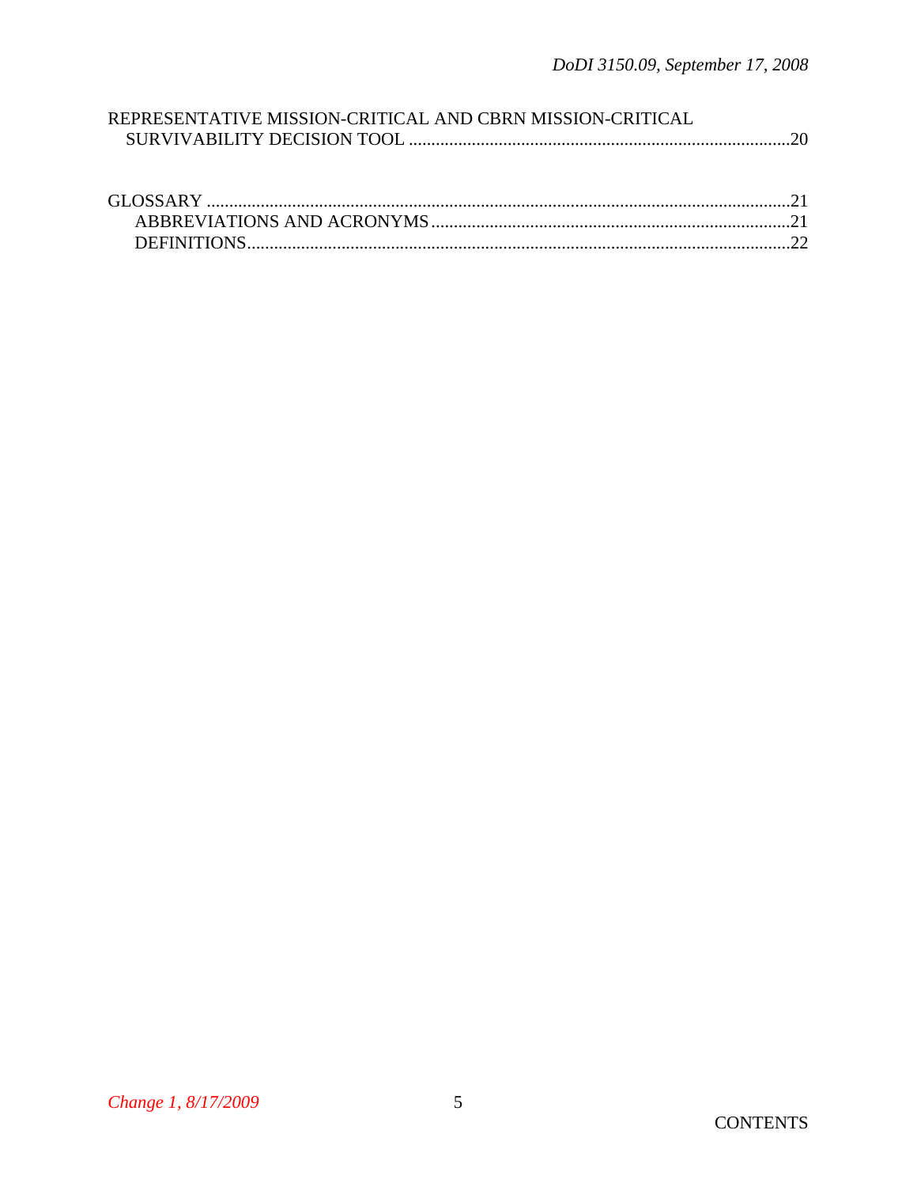REPRESENTATIVE MISSION-CRITICAL AND CBRN MISSION-CRITICAL
SURVIVABILITY DECISION TOOL .....................................................................................20

GLOSSARY .................................................................................................................................21
ABBREVIATIONS AND ACRONYMS ...............................................................................21
DEFINITIONS........................................................................................................................22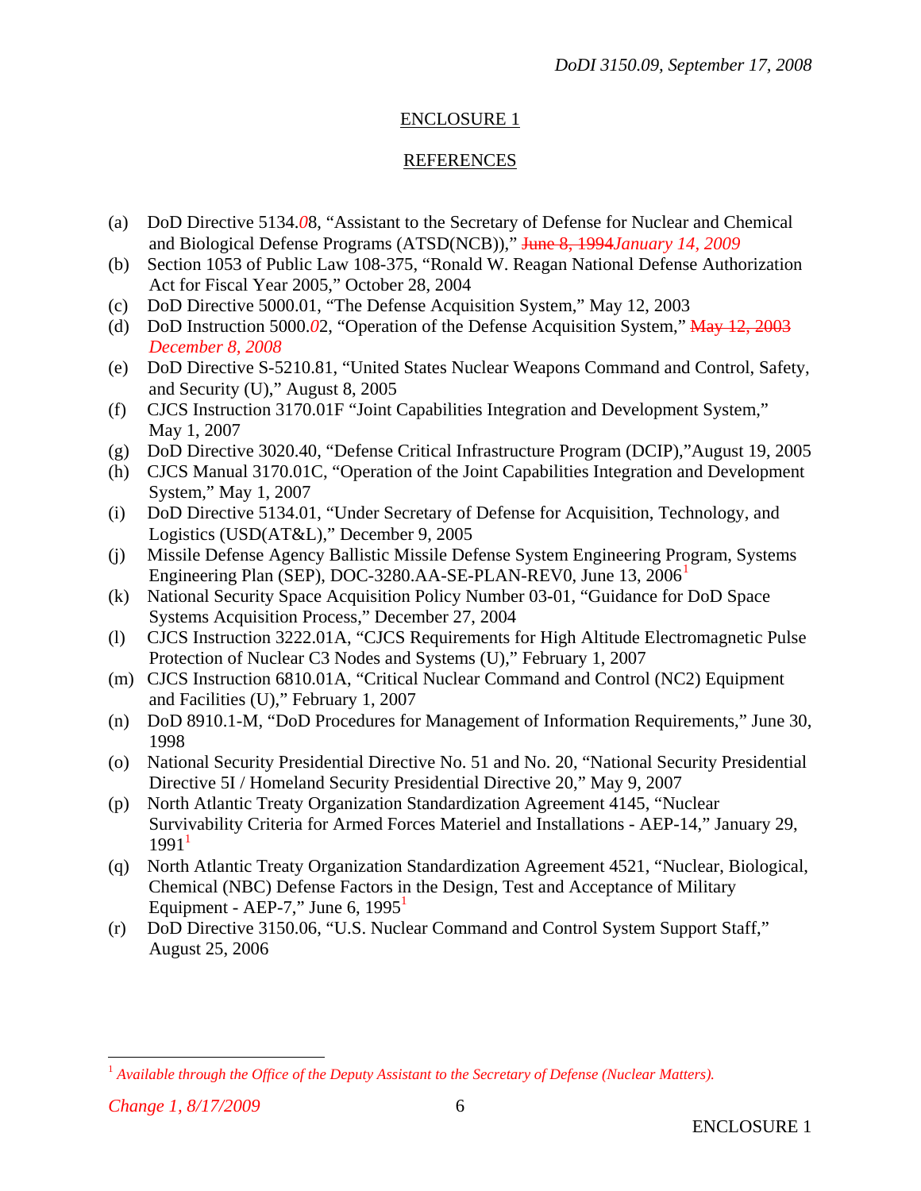## ENCLOSURE 1

## REFERENCES

(a) DoD Directive 5134.*0*8, "Assistant to the Secretary of Defense for Nuclear and Chemical and Biological Defense Programs (ATSD(NCB))," ~~June 8, 1994~~*January 14, 2009*

(b) Section 1053 of Public Law 108-375, "Ronald W. Reagan National Defense Authorization Act for Fiscal Year 2005," October 28, 2004

(c) DoD Directive 5000.01, "The Defense Acquisition System," May 12, 2003

(d) DoD Instruction 5000.*0*2, "Operation of the Defense Acquisition System," ~~May 12, 2003~~ *December 8, 2008*

(e) DoD Directive S-5210.81, "United States Nuclear Weapons Command and Control, Safety, and Security (U)," August 8, 2005

(f) CJCS Instruction 3170.01F "Joint Capabilities Integration and Development System," May 1, 2007

(g) DoD Directive 3020.40, "Defense Critical Infrastructure Program (DCIP),"August 19, 2005

(h) CJCS Manual 3170.01C, "Operation of the Joint Capabilities Integration and Development System," May 1, 2007

(i) DoD Directive 5134.01, "Under Secretary of Defense for Acquisition, Technology, and Logistics (USD(AT&L)," December 9, 2005

(j) Missile Defense Agency Ballistic Missile Defense System Engineering Program, Systems Engineering Plan (SEP), DOC-3280.AA-SE-PLAN-REV0, June 13, 2006[1]

(k) National Security Space Acquisition Policy Number 03-01, "Guidance for DoD Space Systems Acquisition Process," December 27, 2004

(l) CJCS Instruction 3222.01A, "CJCS Requirements for High Altitude Electromagnetic Pulse Protection of Nuclear C3 Nodes and Systems (U)," February 1, 2007

(m) CJCS Instruction 6810.01A, "Critical Nuclear Command and Control (NC2) Equipment and Facilities (U)," February 1, 2007

(n) DoD 8910.1-M, "DoD Procedures for Management of Information Requirements," June 30, 1998

(o) National Security Presidential Directive No. 51 and No. 20, "National Security Presidential Directive 5I / Homeland Security Presidential Directive 20," May 9, 2007

(p) North Atlantic Treaty Organization Standardization Agreement 4145, "Nuclear Survivability Criteria for Armed Forces Materiel and Installations - AEP-14," January 29, 1991[1]

(q) North Atlantic Treaty Organization Standardization Agreement 4521, "Nuclear, Biological, Chemical (NBC) Defense Factors in the Design, Test and Acceptance of Military Equipment - AEP-7," June 6, 1995[1]

(r) DoD Directive 3150.06, "U.S. Nuclear Command and Control System Support Staff," August 25, 2006

---

[1] *Available through the Office of the Deputy Assistant to the Secretary of Defense (Nuclear Matters).*

*Change 1, 8/17/2009*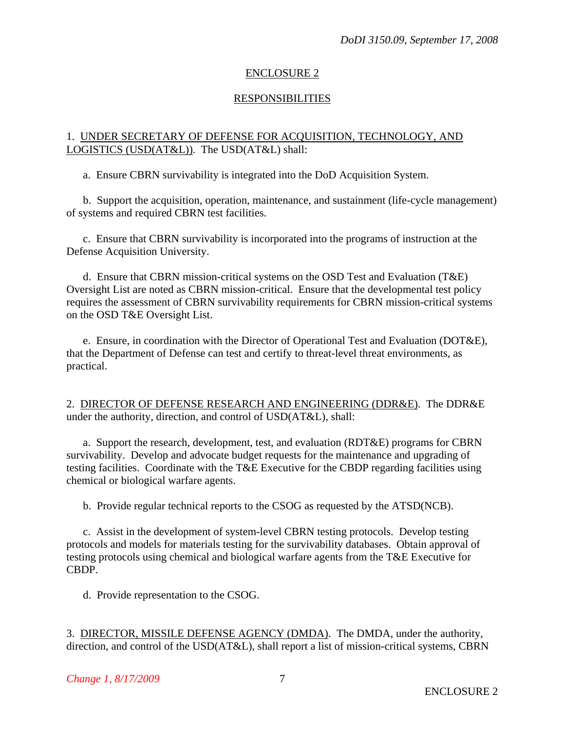## ENCLOSURE 2

## RESPONSIBILITIES

1. UNDER SECRETARY OF DEFENSE FOR ACQUISITION, TECHNOLOGY, AND LOGISTICS (USD(AT&L)). The USD(AT&L) shall:

a. Ensure CBRN survivability is integrated into the DoD Acquisition System.

b. Support the acquisition, operation, maintenance, and sustainment (life-cycle management) of systems and required CBRN test facilities.

c. Ensure that CBRN survivability is incorporated into the programs of instruction at the Defense Acquisition University.

d. Ensure that CBRN mission-critical systems on the OSD Test and Evaluation (T&E) Oversight List are noted as CBRN mission-critical. Ensure that the developmental test policy requires the assessment of CBRN survivability requirements for CBRN mission-critical systems on the OSD T&E Oversight List.

e. Ensure, in coordination with the Director of Operational Test and Evaluation (DOT&E), that the Department of Defense can test and certify to threat-level threat environments, as practical.

2. DIRECTOR OF DEFENSE RESEARCH AND ENGINEERING (DDR&E). The DDR&E under the authority, direction, and control of USD(AT&L), shall:

a. Support the research, development, test, and evaluation (RDT&E) programs for CBRN survivability. Develop and advocate budget requests for the maintenance and upgrading of testing facilities. Coordinate with the T&E Executive for the CBDP regarding facilities using chemical or biological warfare agents.

b. Provide regular technical reports to the CSOG as requested by the ATSD(NCB).

c. Assist in the development of system-level CBRN testing protocols. Develop testing protocols and models for materials testing for the survivability databases. Obtain approval of testing protocols using chemical and biological warfare agents from the T&E Executive for CBDP.

d. Provide representation to the CSOG.

3. DIRECTOR, MISSILE DEFENSE AGENCY (DMDA). The DMDA, under the authority, direction, and control of the USD(AT&L), shall report a list of mission-critical systems, CBRN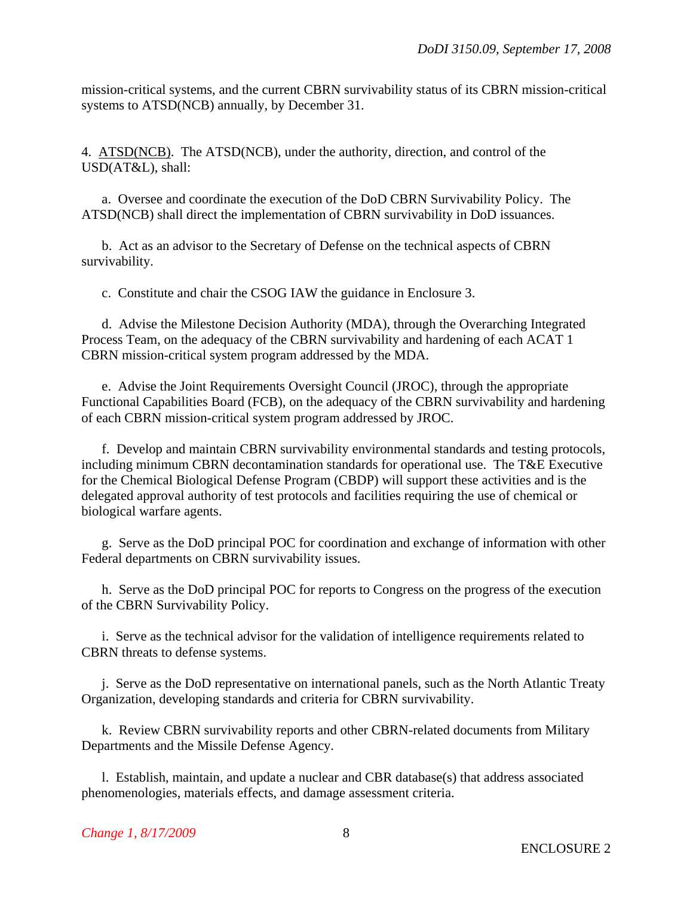mission-critical systems, and the current CBRN survivability status of its CBRN mission-critical systems to ATSD(NCB) annually, by December 31.

4. ATSD(NCB). The ATSD(NCB), under the authority, direction, and control of the USD(AT&L), shall:

a. Oversee and coordinate the execution of the DoD CBRN Survivability Policy. The ATSD(NCB) shall direct the implementation of CBRN survivability in DoD issuances.

b. Act as an advisor to the Secretary of Defense on the technical aspects of CBRN survivability.

c. Constitute and chair the CSOG IAW the guidance in Enclosure 3.

d. Advise the Milestone Decision Authority (MDA), through the Overarching Integrated Process Team, on the adequacy of the CBRN survivability and hardening of each ACAT 1 CBRN mission-critical system program addressed by the MDA.

e. Advise the Joint Requirements Oversight Council (JROC), through the appropriate Functional Capabilities Board (FCB), on the adequacy of the CBRN survivability and hardening of each CBRN mission-critical system program addressed by JROC.

f. Develop and maintain CBRN survivability environmental standards and testing protocols, including minimum CBRN decontamination standards for operational use. The T&E Executive for the Chemical Biological Defense Program (CBDP) will support these activities and is the delegated approval authority of test protocols and facilities requiring the use of chemical or biological warfare agents.

g. Serve as the DoD principal POC for coordination and exchange of information with other Federal departments on CBRN survivability issues.

h. Serve as the DoD principal POC for reports to Congress on the progress of the execution of the CBRN Survivability Policy.

i. Serve as the technical advisor for the validation of intelligence requirements related to CBRN threats to defense systems.

j. Serve as the DoD representative on international panels, such as the North Atlantic Treaty Organization, developing standards and criteria for CBRN survivability.

k. Review CBRN survivability reports and other CBRN-related documents from Military Departments and the Missile Defense Agency.

l. Establish, maintain, and update a nuclear and CBR database(s) that address associated phenomenologies, materials effects, and damage assessment criteria.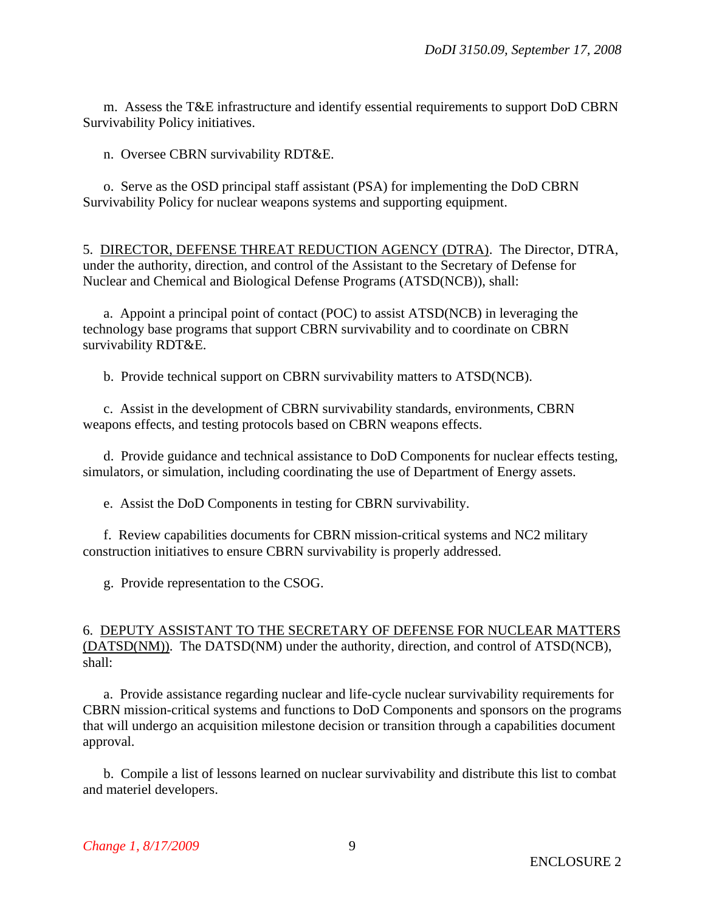m. Assess the T&E infrastructure and identify essential requirements to support DoD CBRN Survivability Policy initiatives.

n. Oversee CBRN survivability RDT&E.

o. Serve as the OSD principal staff assistant (PSA) for implementing the DoD CBRN Survivability Policy for nuclear weapons systems and supporting equipment.

5. DIRECTOR, DEFENSE THREAT REDUCTION AGENCY (DTRA). The Director, DTRA, under the authority, direction, and control of the Assistant to the Secretary of Defense for Nuclear and Chemical and Biological Defense Programs (ATSD(NCB)), shall:

a. Appoint a principal point of contact (POC) to assist ATSD(NCB) in leveraging the technology base programs that support CBRN survivability and to coordinate on CBRN survivability RDT&E.

b. Provide technical support on CBRN survivability matters to ATSD(NCB).

c. Assist in the development of CBRN survivability standards, environments, CBRN weapons effects, and testing protocols based on CBRN weapons effects.

d. Provide guidance and technical assistance to DoD Components for nuclear effects testing, simulators, or simulation, including coordinating the use of Department of Energy assets.

e. Assist the DoD Components in testing for CBRN survivability.

f. Review capabilities documents for CBRN mission-critical systems and NC2 military construction initiatives to ensure CBRN survivability is properly addressed.

g. Provide representation to the CSOG.

6. DEPUTY ASSISTANT TO THE SECRETARY OF DEFENSE FOR NUCLEAR MATTERS (DATSD(NM)). The DATSD(NM) under the authority, direction, and control of ATSD(NCB), shall:

a. Provide assistance regarding nuclear and life-cycle nuclear survivability requirements for CBRN mission-critical systems and functions to DoD Components and sponsors on the programs that will undergo an acquisition milestone decision or transition through a capabilities document approval.

b. Compile a list of lessons learned on nuclear survivability and distribute this list to combat and materiel developers.

*Change 1, 8/17/2009*

ENCLOSURE 2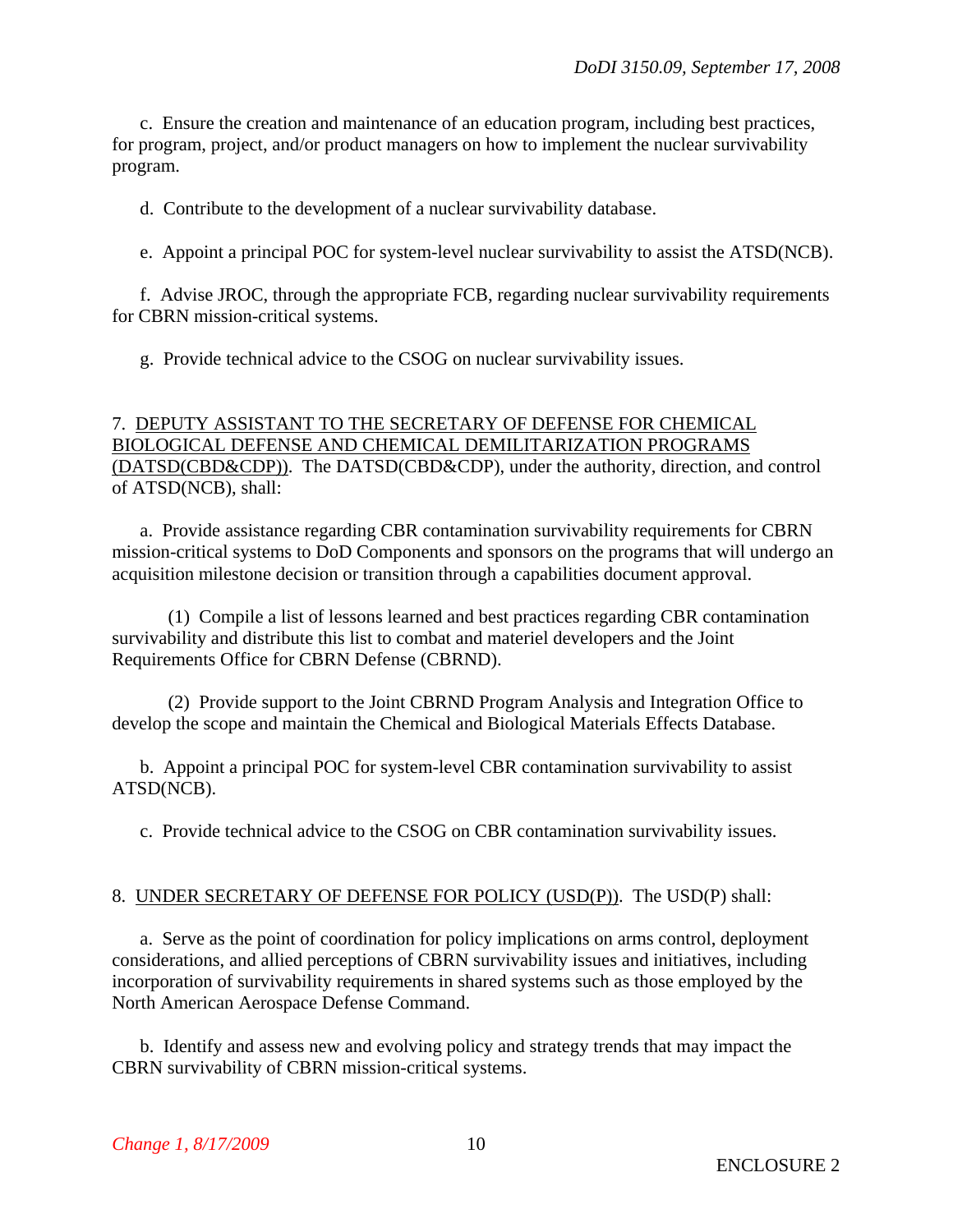c. Ensure the creation and maintenance of an education program, including best practices, for program, project, and/or product managers on how to implement the nuclear survivability program.

d. Contribute to the development of a nuclear survivability database.

e. Appoint a principal POC for system-level nuclear survivability to assist the ATSD(NCB).

f. Advise JROC, through the appropriate FCB, regarding nuclear survivability requirements for CBRN mission-critical systems.

g. Provide technical advice to the CSOG on nuclear survivability issues.

7. DEPUTY ASSISTANT TO THE SECRETARY OF DEFENSE FOR CHEMICAL BIOLOGICAL DEFENSE AND CHEMICAL DEMILITARIZATION PROGRAMS (DATSD(CBD&CDP)). The DATSD(CBD&CDP), under the authority, direction, and control of ATSD(NCB), shall:

a. Provide assistance regarding CBR contamination survivability requirements for CBRN mission-critical systems to DoD Components and sponsors on the programs that will undergo an acquisition milestone decision or transition through a capabilities document approval.

(1) Compile a list of lessons learned and best practices regarding CBR contamination survivability and distribute this list to combat and materiel developers and the Joint Requirements Office for CBRN Defense (CBRND).

(2) Provide support to the Joint CBRND Program Analysis and Integration Office to develop the scope and maintain the Chemical and Biological Materials Effects Database.

b. Appoint a principal POC for system-level CBR contamination survivability to assist ATSD(NCB).

c. Provide technical advice to the CSOG on CBR contamination survivability issues.

8. UNDER SECRETARY OF DEFENSE FOR POLICY (USD(P)). The USD(P) shall:

a. Serve as the point of coordination for policy implications on arms control, deployment considerations, and allied perceptions of CBRN survivability issues and initiatives, including incorporation of survivability requirements in shared systems such as those employed by the North American Aerospace Defense Command.

b. Identify and assess new and evolving policy and strategy trends that may impact the CBRN survivability of CBRN mission-critical systems.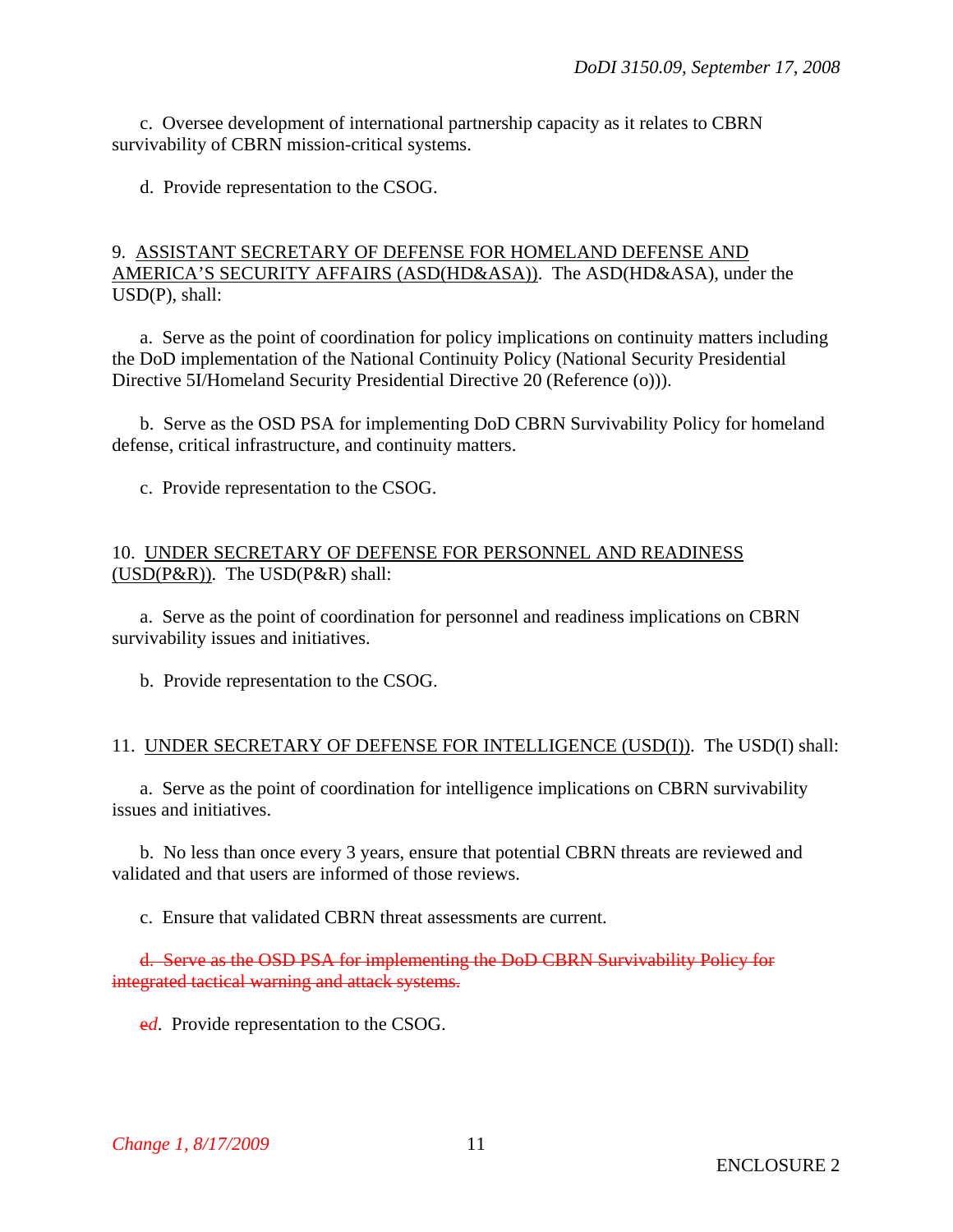c. Oversee development of international partnership capacity as it relates to CBRN survivability of CBRN mission-critical systems.

d. Provide representation to the CSOG.

9. ASSISTANT SECRETARY OF DEFENSE FOR HOMELAND DEFENSE AND AMERICA'S SECURITY AFFAIRS (ASD(HD&ASA)). The ASD(HD&ASA), under the USD(P), shall:

a. Serve as the point of coordination for policy implications on continuity matters including the DoD implementation of the National Continuity Policy (National Security Presidential Directive 5I/Homeland Security Presidential Directive 20 (Reference (o))).

b. Serve as the OSD PSA for implementing DoD CBRN Survivability Policy for homeland defense, critical infrastructure, and continuity matters.

c. Provide representation to the CSOG.

10. UNDER SECRETARY OF DEFENSE FOR PERSONNEL AND READINESS (USD(P&R)). The USD(P&R) shall:

a. Serve as the point of coordination for personnel and readiness implications on CBRN survivability issues and initiatives.

b. Provide representation to the CSOG.

11. UNDER SECRETARY OF DEFENSE FOR INTELLIGENCE (USD(I)). The USD(I) shall:

a. Serve as the point of coordination for intelligence implications on CBRN survivability issues and initiatives.

b. No less than once every 3 years, ensure that potential CBRN threats are reviewed and validated and that users are informed of those reviews.

c. Ensure that validated CBRN threat assessments are current.

~~d. Serve as the OSD PSA for implementing the DoD CBRN Survivability Policy for integrated tactical warning and attack systems.~~

~~e~~*d*. Provide representation to the CSOG.

*Change 1, 8/17/2009*

ENCLOSURE 2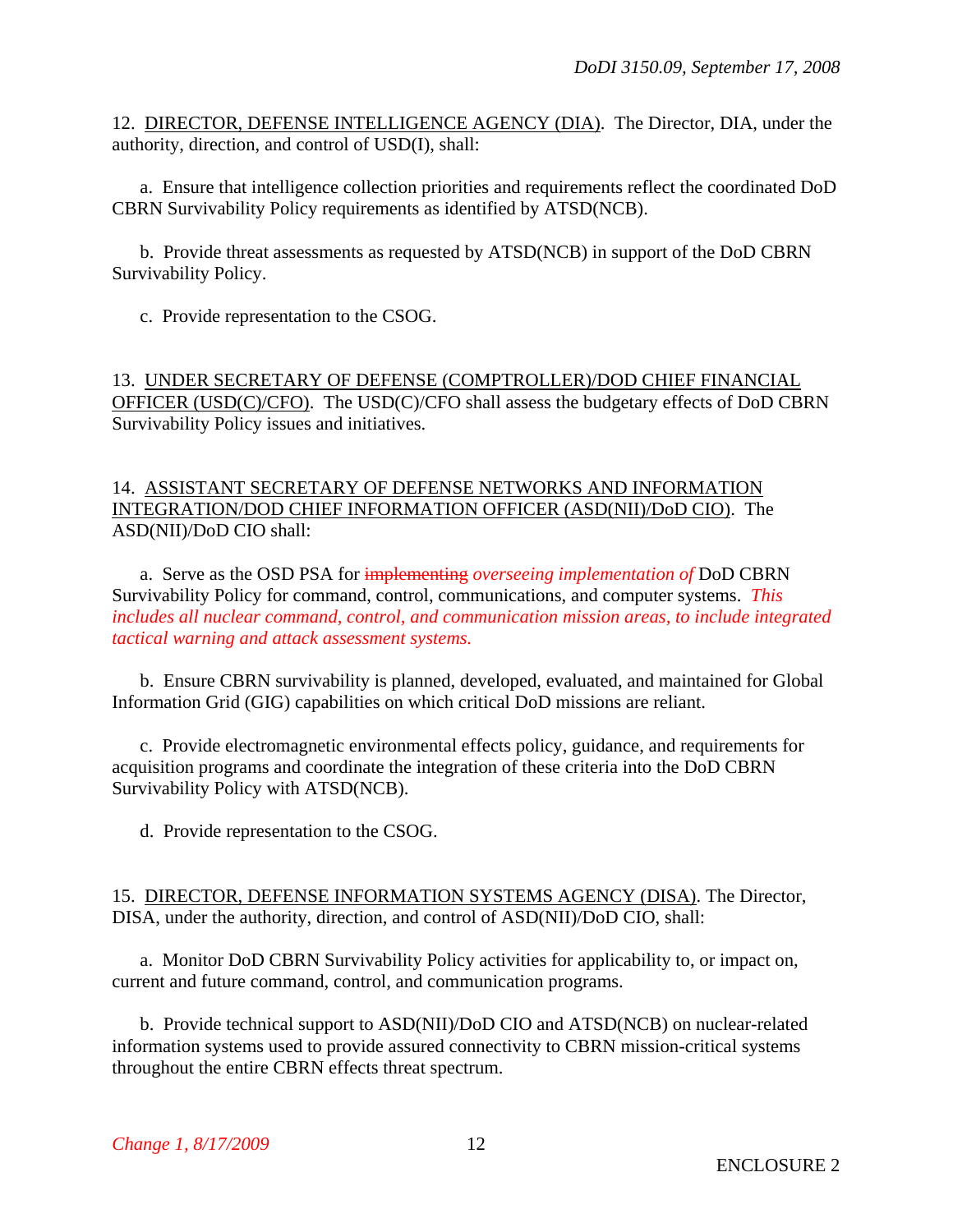12. DIRECTOR, DEFENSE INTELLIGENCE AGENCY (DIA). The Director, DIA, under the authority, direction, and control of USD(I), shall:

a. Ensure that intelligence collection priorities and requirements reflect the coordinated DoD CBRN Survivability Policy requirements as identified by ATSD(NCB).

b. Provide threat assessments as requested by ATSD(NCB) in support of the DoD CBRN Survivability Policy.

c. Provide representation to the CSOG.

13. UNDER SECRETARY OF DEFENSE (COMPTROLLER)/DOD CHIEF FINANCIAL OFFICER (USD(C)/CFO). The USD(C)/CFO shall assess the budgetary effects of DoD CBRN Survivability Policy issues and initiatives.

14. ASSISTANT SECRETARY OF DEFENSE NETWORKS AND INFORMATION INTEGRATION/DOD CHIEF INFORMATION OFFICER (ASD(NII)/DoD CIO). The ASD(NII)/DoD CIO shall:

a. Serve as the OSD PSA for ~~implementing~~ *overseeing implementation of* DoD CBRN Survivability Policy for command, control, communications, and computer systems. *This includes all nuclear command, control, and communication mission areas, to include integrated tactical warning and attack assessment systems.*

b. Ensure CBRN survivability is planned, developed, evaluated, and maintained for Global Information Grid (GIG) capabilities on which critical DoD missions are reliant.

c. Provide electromagnetic environmental effects policy, guidance, and requirements for acquisition programs and coordinate the integration of these criteria into the DoD CBRN Survivability Policy with ATSD(NCB).

d. Provide representation to the CSOG.

15. DIRECTOR, DEFENSE INFORMATION SYSTEMS AGENCY (DISA). The Director, DISA, under the authority, direction, and control of ASD(NII)/DoD CIO, shall:

a. Monitor DoD CBRN Survivability Policy activities for applicability to, or impact on, current and future command, control, and communication programs.

b. Provide technical support to ASD(NII)/DoD CIO and ATSD(NCB) on nuclear-related information systems used to provide assured connectivity to CBRN mission-critical systems throughout the entire CBRN effects threat spectrum.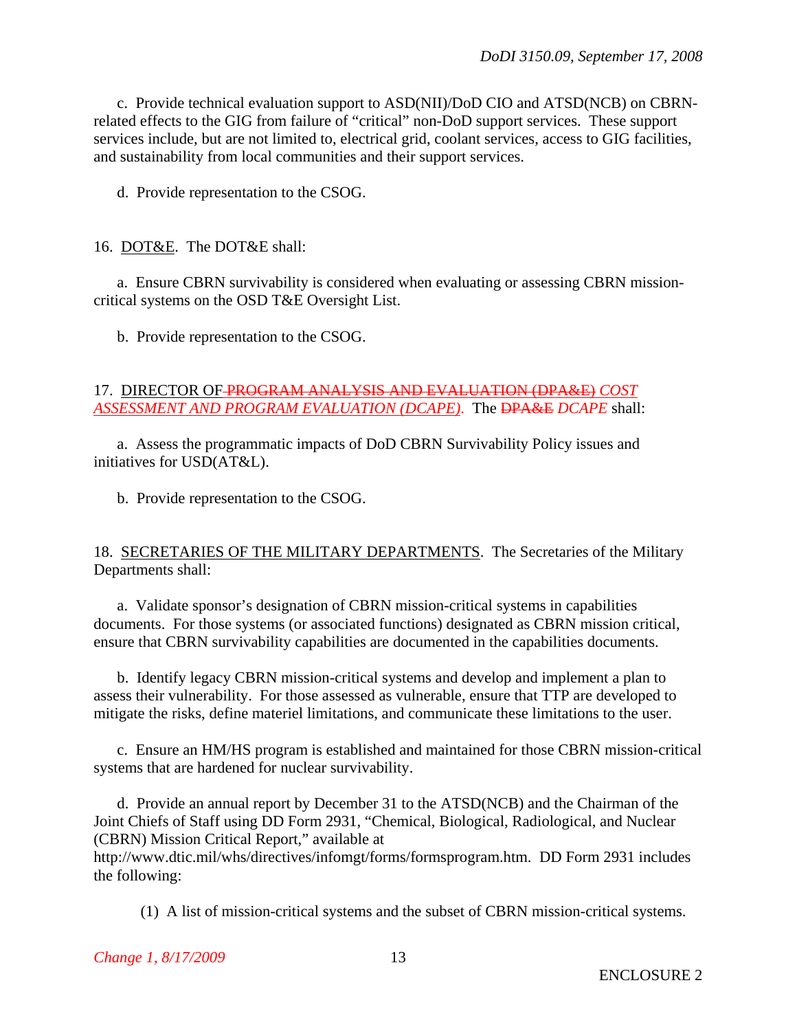c. Provide technical evaluation support to ASD(NII)/DoD CIO and ATSD(NCB) on CBRN-related effects to the GIG from failure of "critical" non-DoD support services. These support services include, but are not limited to, electrical grid, coolant services, access to GIG facilities, and sustainability from local communities and their support services.

d. Provide representation to the CSOG.

16. DOT&E. The DOT&E shall:

a. Ensure CBRN survivability is considered when evaluating or assessing CBRN mission-critical systems on the OSD T&E Oversight List.

b. Provide representation to the CSOG.

17. DIRECTOR OF ~~PROGRAM ANALYSIS AND EVALUATION (DPA&E)~~ *COST ASSESSMENT AND PROGRAM EVALUATION (DCAPE)*. The ~~DPA&E~~ *DCAPE* shall:

a. Assess the programmatic impacts of DoD CBRN Survivability Policy issues and initiatives for USD(AT&L).

b. Provide representation to the CSOG.

18. SECRETARIES OF THE MILITARY DEPARTMENTS. The Secretaries of the Military Departments shall:

a. Validate sponsor's designation of CBRN mission-critical systems in capabilities documents. For those systems (or associated functions) designated as CBRN mission critical, ensure that CBRN survivability capabilities are documented in the capabilities documents.

b. Identify legacy CBRN mission-critical systems and develop and implement a plan to assess their vulnerability. For those assessed as vulnerable, ensure that TTP are developed to mitigate the risks, define materiel limitations, and communicate these limitations to the user.

c. Ensure an HM/HS program is established and maintained for those CBRN mission-critical systems that are hardened for nuclear survivability.

d. Provide an annual report by December 31 to the ATSD(NCB) and the Chairman of the Joint Chiefs of Staff using DD Form 2931, "Chemical, Biological, Radiological, and Nuclear (CBRN) Mission Critical Report," available at http://www.dtic.mil/whs/directives/infomgt/forms/formsprogram.htm. DD Form 2931 includes the following:

(1) A list of mission-critical systems and the subset of CBRN mission-critical systems.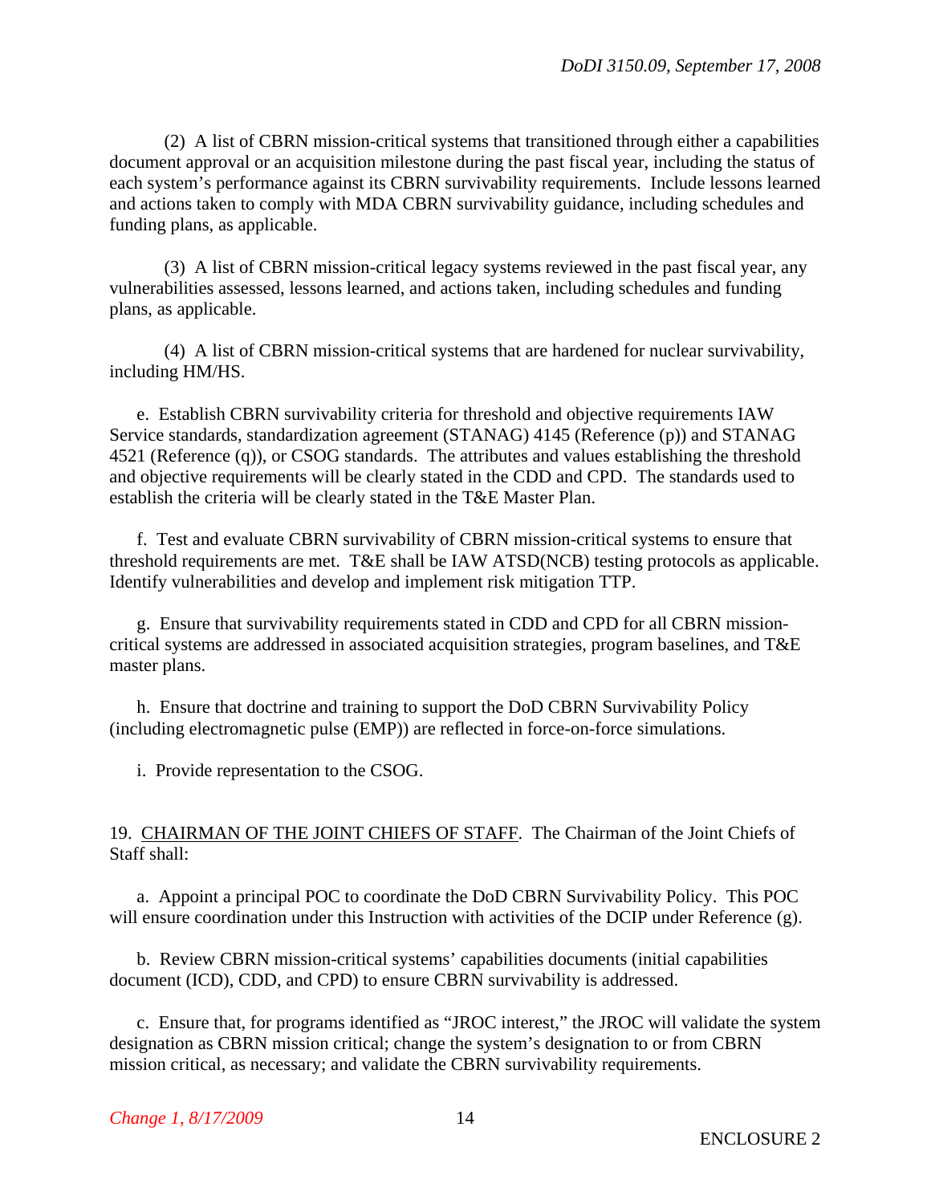(2) A list of CBRN mission-critical systems that transitioned through either a capabilities document approval or an acquisition milestone during the past fiscal year, including the status of each system's performance against its CBRN survivability requirements. Include lessons learned and actions taken to comply with MDA CBRN survivability guidance, including schedules and funding plans, as applicable.

(3) A list of CBRN mission-critical legacy systems reviewed in the past fiscal year, any vulnerabilities assessed, lessons learned, and actions taken, including schedules and funding plans, as applicable.

(4) A list of CBRN mission-critical systems that are hardened for nuclear survivability, including HM/HS.

e. Establish CBRN survivability criteria for threshold and objective requirements IAW Service standards, standardization agreement (STANAG) 4145 (Reference (p)) and STANAG 4521 (Reference (q)), or CSOG standards. The attributes and values establishing the threshold and objective requirements will be clearly stated in the CDD and CPD. The standards used to establish the criteria will be clearly stated in the T&E Master Plan.

f. Test and evaluate CBRN survivability of CBRN mission-critical systems to ensure that threshold requirements are met. T&E shall be IAW ATSD(NCB) testing protocols as applicable. Identify vulnerabilities and develop and implement risk mitigation TTP.

g. Ensure that survivability requirements stated in CDD and CPD for all CBRN mission-critical systems are addressed in associated acquisition strategies, program baselines, and T&E master plans.

h. Ensure that doctrine and training to support the DoD CBRN Survivability Policy (including electromagnetic pulse (EMP)) are reflected in force-on-force simulations.

i. Provide representation to the CSOG.

19. CHAIRMAN OF THE JOINT CHIEFS OF STAFF. The Chairman of the Joint Chiefs of Staff shall:

a. Appoint a principal POC to coordinate the DoD CBRN Survivability Policy. This POC will ensure coordination under this Instruction with activities of the DCIP under Reference (g).

b. Review CBRN mission-critical systems' capabilities documents (initial capabilities document (ICD), CDD, and CPD) to ensure CBRN survivability is addressed.

c. Ensure that, for programs identified as "JROC interest," the JROC will validate the system designation as CBRN mission critical; change the system's designation to or from CBRN mission critical, as necessary; and validate the CBRN survivability requirements.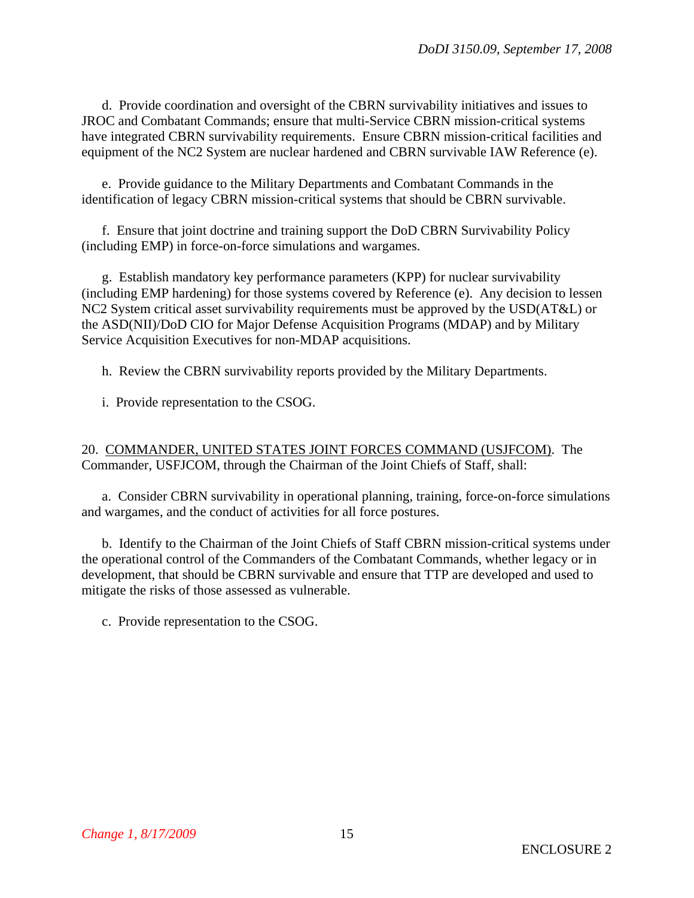d. Provide coordination and oversight of the CBRN survivability initiatives and issues to JROC and Combatant Commands; ensure that multi-Service CBRN mission-critical systems have integrated CBRN survivability requirements. Ensure CBRN mission-critical facilities and equipment of the NC2 System are nuclear hardened and CBRN survivable IAW Reference (e).

e. Provide guidance to the Military Departments and Combatant Commands in the identification of legacy CBRN mission-critical systems that should be CBRN survivable.

f. Ensure that joint doctrine and training support the DoD CBRN Survivability Policy (including EMP) in force-on-force simulations and wargames.

g. Establish mandatory key performance parameters (KPP) for nuclear survivability (including EMP hardening) for those systems covered by Reference (e). Any decision to lessen NC2 System critical asset survivability requirements must be approved by the USD(AT&L) or the ASD(NII)/DoD CIO for Major Defense Acquisition Programs (MDAP) and by Military Service Acquisition Executives for non-MDAP acquisitions.

h. Review the CBRN survivability reports provided by the Military Departments.

i. Provide representation to the CSOG.

20. <u>COMMANDER, UNITED STATES JOINT FORCES COMMAND (USJFCOM)</u>. The Commander, USFJCOM, through the Chairman of the Joint Chiefs of Staff, shall:

a. Consider CBRN survivability in operational planning, training, force-on-force simulations and wargames, and the conduct of activities for all force postures.

b. Identify to the Chairman of the Joint Chiefs of Staff CBRN mission-critical systems under the operational control of the Commanders of the Combatant Commands, whether legacy or in development, that should be CBRN survivable and ensure that TTP are developed and used to mitigate the risks of those assessed as vulnerable.

c. Provide representation to the CSOG.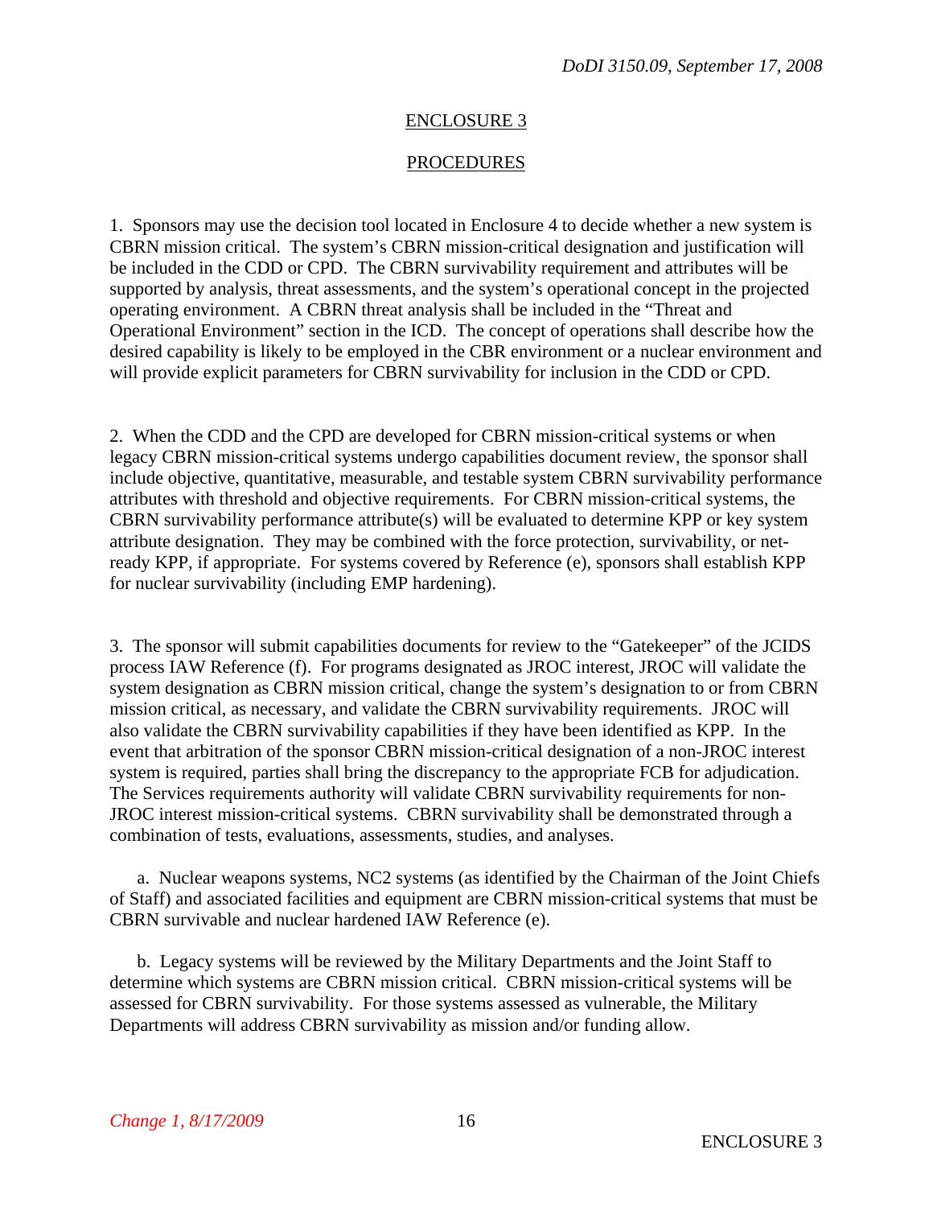## ENCLOSURE 3

## PROCEDURES

1. Sponsors may use the decision tool located in Enclosure 4 to decide whether a new system is CBRN mission critical. The system's CBRN mission-critical designation and justification will be included in the CDD or CPD. The CBRN survivability requirement and attributes will be supported by analysis, threat assessments, and the system's operational concept in the projected operating environment. A CBRN threat analysis shall be included in the "Threat and Operational Environment" section in the ICD. The concept of operations shall describe how the desired capability is likely to be employed in the CBR environment or a nuclear environment and will provide explicit parameters for CBRN survivability for inclusion in the CDD or CPD.

2. When the CDD and the CPD are developed for CBRN mission-critical systems or when legacy CBRN mission-critical systems undergo capabilities document review, the sponsor shall include objective, quantitative, measurable, and testable system CBRN survivability performance attributes with threshold and objective requirements. For CBRN mission-critical systems, the CBRN survivability performance attribute(s) will be evaluated to determine KPP or key system attribute designation. They may be combined with the force protection, survivability, or net-ready KPP, if appropriate. For systems covered by Reference (e), sponsors shall establish KPP for nuclear survivability (including EMP hardening).

3. The sponsor will submit capabilities documents for review to the "Gatekeeper" of the JCIDS process IAW Reference (f). For programs designated as JROC interest, JROC will validate the system designation as CBRN mission critical, change the system's designation to or from CBRN mission critical, as necessary, and validate the CBRN survivability requirements. JROC will also validate the CBRN survivability capabilities if they have been identified as KPP. In the event that arbitration of the sponsor CBRN mission-critical designation of a non-JROC interest system is required, parties shall bring the discrepancy to the appropriate FCB for adjudication. The Services requirements authority will validate CBRN survivability requirements for non-JROC interest mission-critical systems. CBRN survivability shall be demonstrated through a combination of tests, evaluations, assessments, studies, and analyses.

   a. Nuclear weapons systems, NC2 systems (as identified by the Chairman of the Joint Chiefs of Staff) and associated facilities and equipment are CBRN mission-critical systems that must be CBRN survivable and nuclear hardened IAW Reference (e).

   b. Legacy systems will be reviewed by the Military Departments and the Joint Staff to determine which systems are CBRN mission critical. CBRN mission-critical systems will be assessed for CBRN survivability. For those systems assessed as vulnerable, the Military Departments will address CBRN survivability as mission and/or funding allow.

*Change 1, 8/17/2009*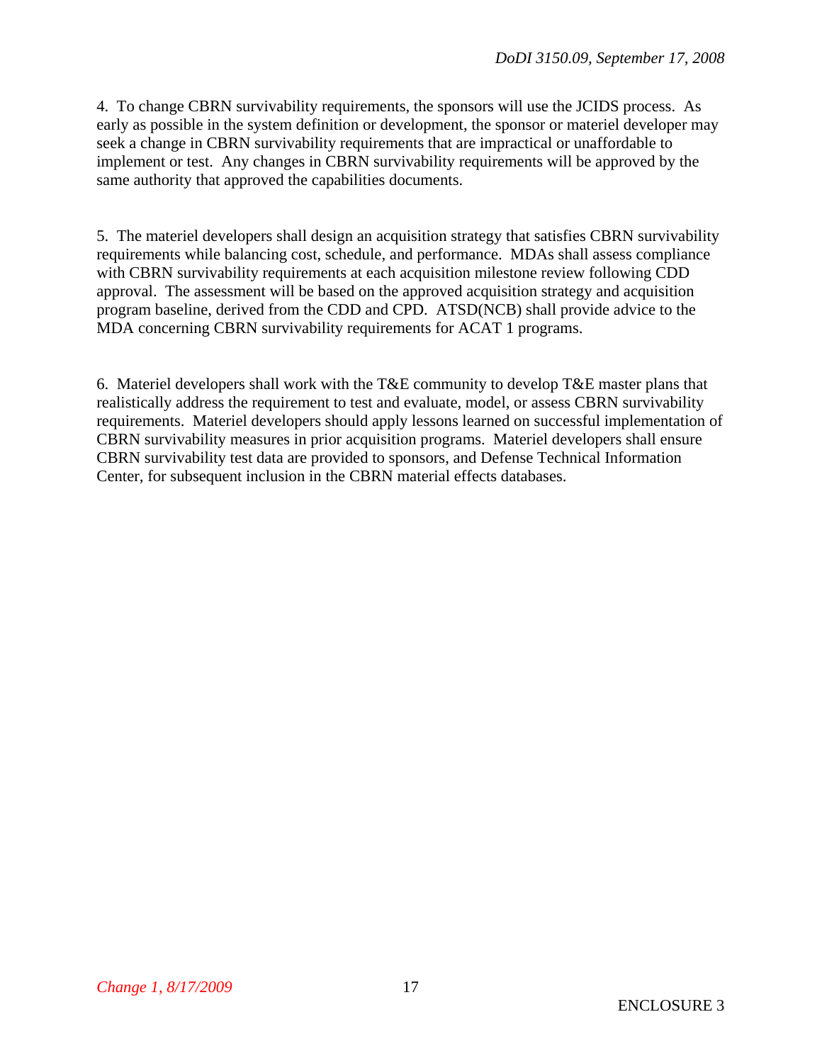4. To change CBRN survivability requirements, the sponsors will use the JCIDS process. As early as possible in the system definition or development, the sponsor or materiel developer may seek a change in CBRN survivability requirements that are impractical or unaffordable to implement or test. Any changes in CBRN survivability requirements will be approved by the same authority that approved the capabilities documents.

5. The materiel developers shall design an acquisition strategy that satisfies CBRN survivability requirements while balancing cost, schedule, and performance. MDAs shall assess compliance with CBRN survivability requirements at each acquisition milestone review following CDD approval. The assessment will be based on the approved acquisition strategy and acquisition program baseline, derived from the CDD and CPD. ATSD(NCB) shall provide advice to the MDA concerning CBRN survivability requirements for ACAT 1 programs.

6. Materiel developers shall work with the T&E community to develop T&E master plans that realistically address the requirement to test and evaluate, model, or assess CBRN survivability requirements. Materiel developers should apply lessons learned on successful implementation of CBRN survivability measures in prior acquisition programs. Materiel developers shall ensure CBRN survivability test data are provided to sponsors, and Defense Technical Information Center, for subsequent inclusion in the CBRN material effects databases.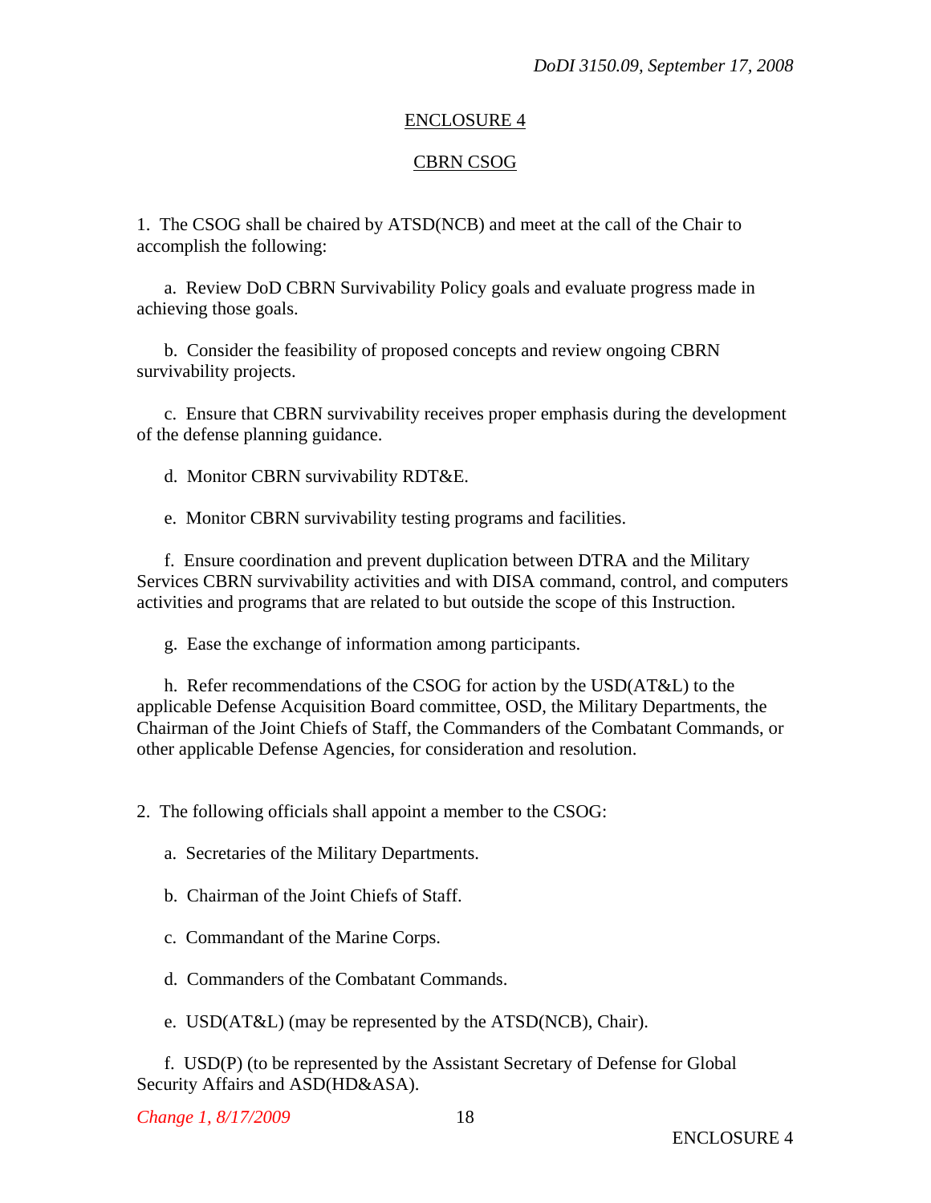## ENCLOSURE 4

## CBRN CSOG

1. The CSOG shall be chaired by ATSD(NCB) and meet at the call of the Chair to accomplish the following:

   a. Review DoD CBRN Survivability Policy goals and evaluate progress made in achieving those goals.

   b. Consider the feasibility of proposed concepts and review ongoing CBRN survivability projects.

   c. Ensure that CBRN survivability receives proper emphasis during the development of the defense planning guidance.

   d. Monitor CBRN survivability RDT&E.

   e. Monitor CBRN survivability testing programs and facilities.

   f. Ensure coordination and prevent duplication between DTRA and the Military Services CBRN survivability activities and with DISA command, control, and computers activities and programs that are related to but outside the scope of this Instruction.

   g. Ease the exchange of information among participants.

   h. Refer recommendations of the CSOG for action by the USD(AT&L) to the applicable Defense Acquisition Board committee, OSD, the Military Departments, the Chairman of the Joint Chiefs of Staff, the Commanders of the Combatant Commands, or other applicable Defense Agencies, for consideration and resolution.

2. The following officials shall appoint a member to the CSOG:

   a. Secretaries of the Military Departments.

   b. Chairman of the Joint Chiefs of Staff.

   c. Commandant of the Marine Corps.

   d. Commanders of the Combatant Commands.

   e. USD(AT&L) (may be represented by the ATSD(NCB), Chair).

   f. USD(P) (to be represented by the Assistant Secretary of Defense for Global Security Affairs and ASD(HD&ASA).

*Change 1, 8/17/2009*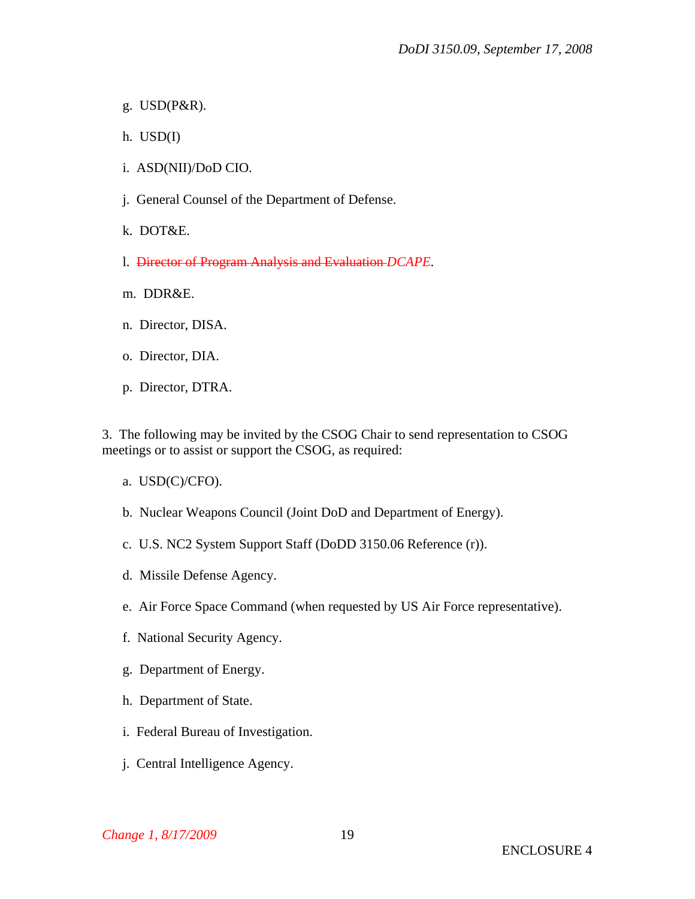g. USD(P&R).

h. USD(I)

i. ASD(NII)/DoD CIO.

j. General Counsel of the Department of Defense.

k. DOT&E.

l. ~~Director of Program Analysis and Evaluation~~ *DCAPE*.

m. DDR&E.

n. Director, DISA.

o. Director, DIA.

p. Director, DTRA.

3. The following may be invited by the CSOG Chair to send representation to CSOG meetings or to assist or support the CSOG, as required:

a. USD(C)/CFO).

b. Nuclear Weapons Council (Joint DoD and Department of Energy).

c. U.S. NC2 System Support Staff (DoDD 3150.06 Reference (r)).

d. Missile Defense Agency.

e. Air Force Space Command (when requested by US Air Force representative).

f. National Security Agency.

g. Department of Energy.

h. Department of State.

i. Federal Bureau of Investigation.

j. Central Intelligence Agency.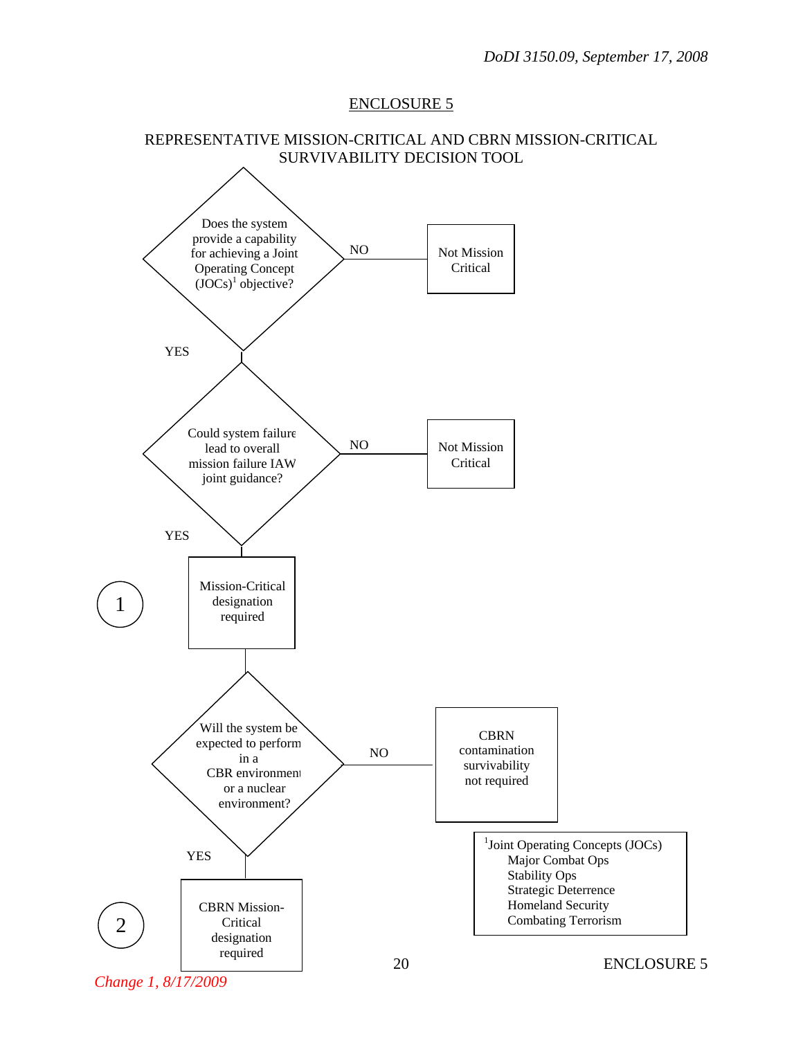## ENCLOSURE 5

### REPRESENTATIVE MISSION-CRITICAL AND CBRN MISSION-CRITICAL SURVIVABILITY DECISION TOOL

Does the system provide a capability for achieving a Joint Operating Concept (JOCs)[1] objective?

- NO → Not Mission Critical
- YES ↓

Could system failure lead to overall mission failure IAW joint guidance?

- NO → Not Mission Critical
- YES ↓

(1) Mission-Critical designation required

↓

Will the system be expected to perform in a CBR environment or a nuclear environment?

- NO → CBRN contamination survivability not required
- YES ↓

(2) CBRN Mission-Critical designation required

[1]Joint Operating Concepts (JOCs)
- Major Combat Ops
- Stability Ops
- Strategic Deterrence
- Homeland Security
- Combating Terrorism

*Change 1, 8/17/2009*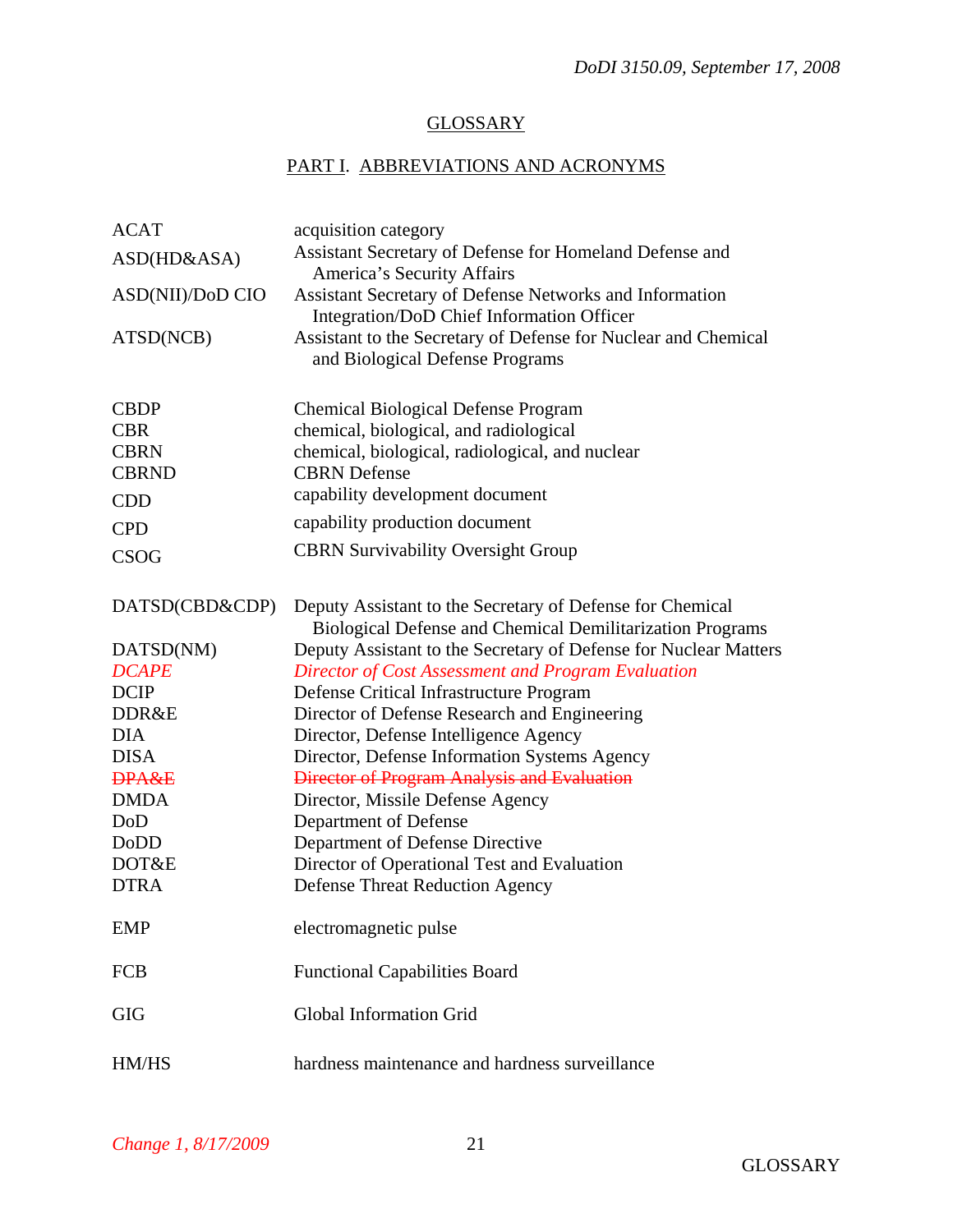## GLOSSARY

### PART I. ABBREVIATIONS AND ACRONYMS

| | |
|---|---|
| ACAT | acquisition category |
| ASD(HD&ASA) | Assistant Secretary of Defense for Homeland Defense and America's Security Affairs |
| ASD(NII)/DoD CIO | Assistant Secretary of Defense Networks and Information Integration/DoD Chief Information Officer |
| ATSD(NCB) | Assistant to the Secretary of Defense for Nuclear and Chemical and Biological Defense Programs |
| CBDP | Chemical Biological Defense Program |
| CBR | chemical, biological, and radiological |
| CBRN | chemical, biological, radiological, and nuclear |
| CBRND | CBRN Defense |
| CDD | capability development document |
| CPD | capability production document |
| CSOG | CBRN Survivability Oversight Group |
| DATSD(CBD&CDP) | Deputy Assistant to the Secretary of Defense for Chemical Biological Defense and Chemical Demilitarization Programs |
| DATSD(NM) | Deputy Assistant to the Secretary of Defense for Nuclear Matters |
| *DCAPE* | *Director of Cost Assessment and Program Evaluation* |
| DCIP | Defense Critical Infrastructure Program |
| DDR&E | Director of Defense Research and Engineering |
| DIA | Director, Defense Intelligence Agency |
| DISA | Director, Defense Information Systems Agency |
| ~~DPA&E~~ | ~~Director of Program Analysis and Evaluation~~ |
| DMDA | Director, Missile Defense Agency |
| DoD | Department of Defense |
| DoDD | Department of Defense Directive |
| DOT&E | Director of Operational Test and Evaluation |
| DTRA | Defense Threat Reduction Agency |
| EMP | electromagnetic pulse |
| FCB | Functional Capabilities Board |
| GIG | Global Information Grid |
| HM/HS | hardness maintenance and hardness surveillance |

*Change 1, 8/17/2009*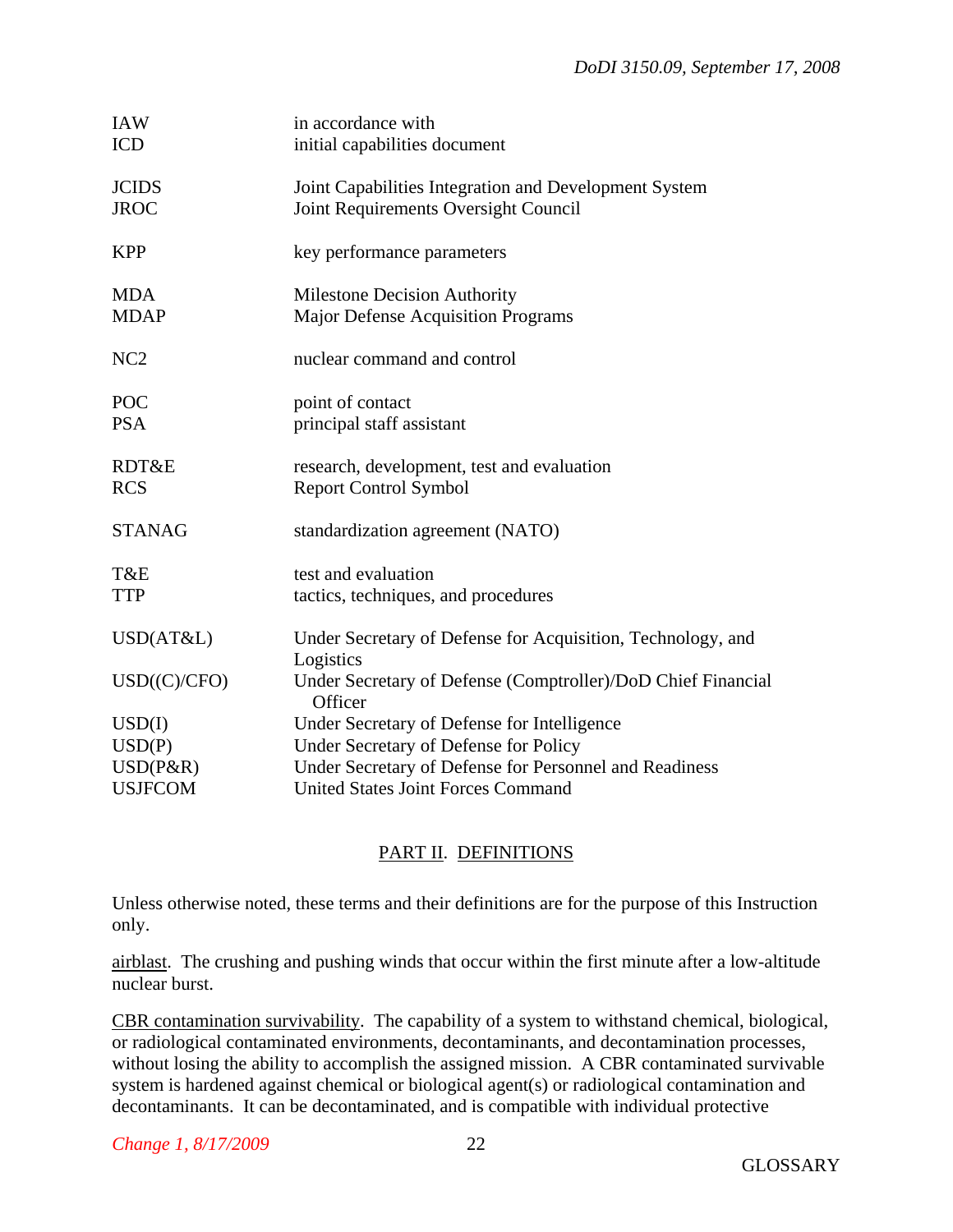| | |
|---|---|
| IAW | in accordance with |
| ICD | initial capabilities document |
| JCIDS | Joint Capabilities Integration and Development System |
| JROC | Joint Requirements Oversight Council |
| KPP | key performance parameters |
| MDA | Milestone Decision Authority |
| MDAP | Major Defense Acquisition Programs |
| NC2 | nuclear command and control |
| POC | point of contact |
| PSA | principal staff assistant |
| RDT&E | research, development, test and evaluation |
| RCS | Report Control Symbol |
| STANAG | standardization agreement (NATO) |
| T&E | test and evaluation |
| TTP | tactics, techniques, and procedures |
| USD(AT&L) | Under Secretary of Defense for Acquisition, Technology, and Logistics |
| USD((C)/CFO) | Under Secretary of Defense (Comptroller)/DoD Chief Financial Officer |
| USD(I) | Under Secretary of Defense for Intelligence |
| USD(P) | Under Secretary of Defense for Policy |
| USD(P&R) | Under Secretary of Defense for Personnel and Readiness |
| USJFCOM | United States Joint Forces Command |

## PART II. DEFINITIONS

Unless otherwise noted, these terms and their definitions are for the purpose of this Instruction only.

airblast. The crushing and pushing winds that occur within the first minute after a low-altitude nuclear burst.

CBR contamination survivability. The capability of a system to withstand chemical, biological, or radiological contaminated environments, decontaminants, and decontamination processes, without losing the ability to accomplish the assigned mission. A CBR contaminated survivable system is hardened against chemical or biological agent(s) or radiological contamination and decontaminants. It can be decontaminated, and is compatible with individual protective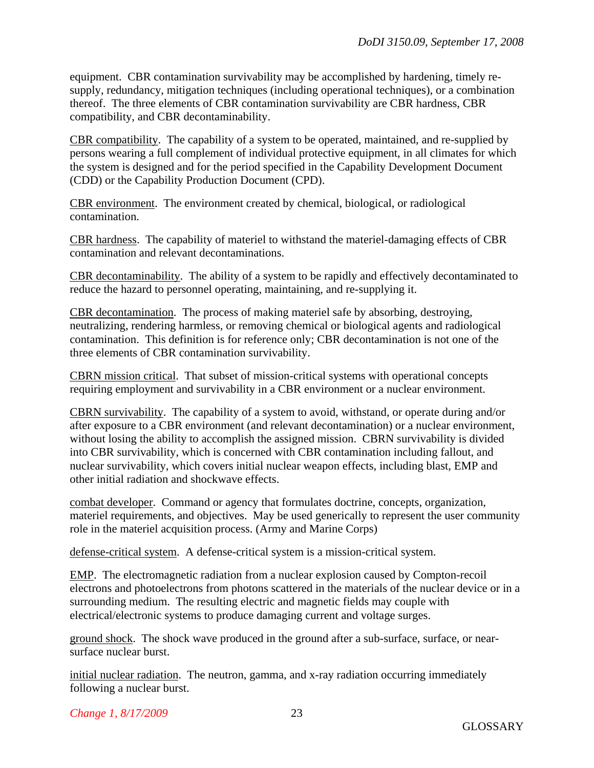equipment. CBR contamination survivability may be accomplished by hardening, timely re-supply, redundancy, mitigation techniques (including operational techniques), or a combination thereof. The three elements of CBR contamination survivability are CBR hardness, CBR compatibility, and CBR decontaminability.

CBR compatibility. The capability of a system to be operated, maintained, and re-supplied by persons wearing a full complement of individual protective equipment, in all climates for which the system is designed and for the period specified in the Capability Development Document (CDD) or the Capability Production Document (CPD).

CBR environment. The environment created by chemical, biological, or radiological contamination.

CBR hardness. The capability of materiel to withstand the materiel-damaging effects of CBR contamination and relevant decontaminations.

CBR decontaminability. The ability of a system to be rapidly and effectively decontaminated to reduce the hazard to personnel operating, maintaining, and re-supplying it.

CBR decontamination. The process of making materiel safe by absorbing, destroying, neutralizing, rendering harmless, or removing chemical or biological agents and radiological contamination. This definition is for reference only; CBR decontamination is not one of the three elements of CBR contamination survivability.

CBRN mission critical. That subset of mission-critical systems with operational concepts requiring employment and survivability in a CBR environment or a nuclear environment.

CBRN survivability. The capability of a system to avoid, withstand, or operate during and/or after exposure to a CBR environment (and relevant decontamination) or a nuclear environment, without losing the ability to accomplish the assigned mission. CBRN survivability is divided into CBR survivability, which is concerned with CBR contamination including fallout, and nuclear survivability, which covers initial nuclear weapon effects, including blast, EMP and other initial radiation and shockwave effects.

combat developer. Command or agency that formulates doctrine, concepts, organization, materiel requirements, and objectives. May be used generically to represent the user community role in the materiel acquisition process. (Army and Marine Corps)

defense-critical system. A defense-critical system is a mission-critical system.

EMP. The electromagnetic radiation from a nuclear explosion caused by Compton-recoil electrons and photoelectrons from photons scattered in the materials of the nuclear device or in a surrounding medium. The resulting electric and magnetic fields may couple with electrical/electronic systems to produce damaging current and voltage surges.

ground shock. The shock wave produced in the ground after a sub-surface, surface, or near-surface nuclear burst.

initial nuclear radiation. The neutron, gamma, and x-ray radiation occurring immediately following a nuclear burst.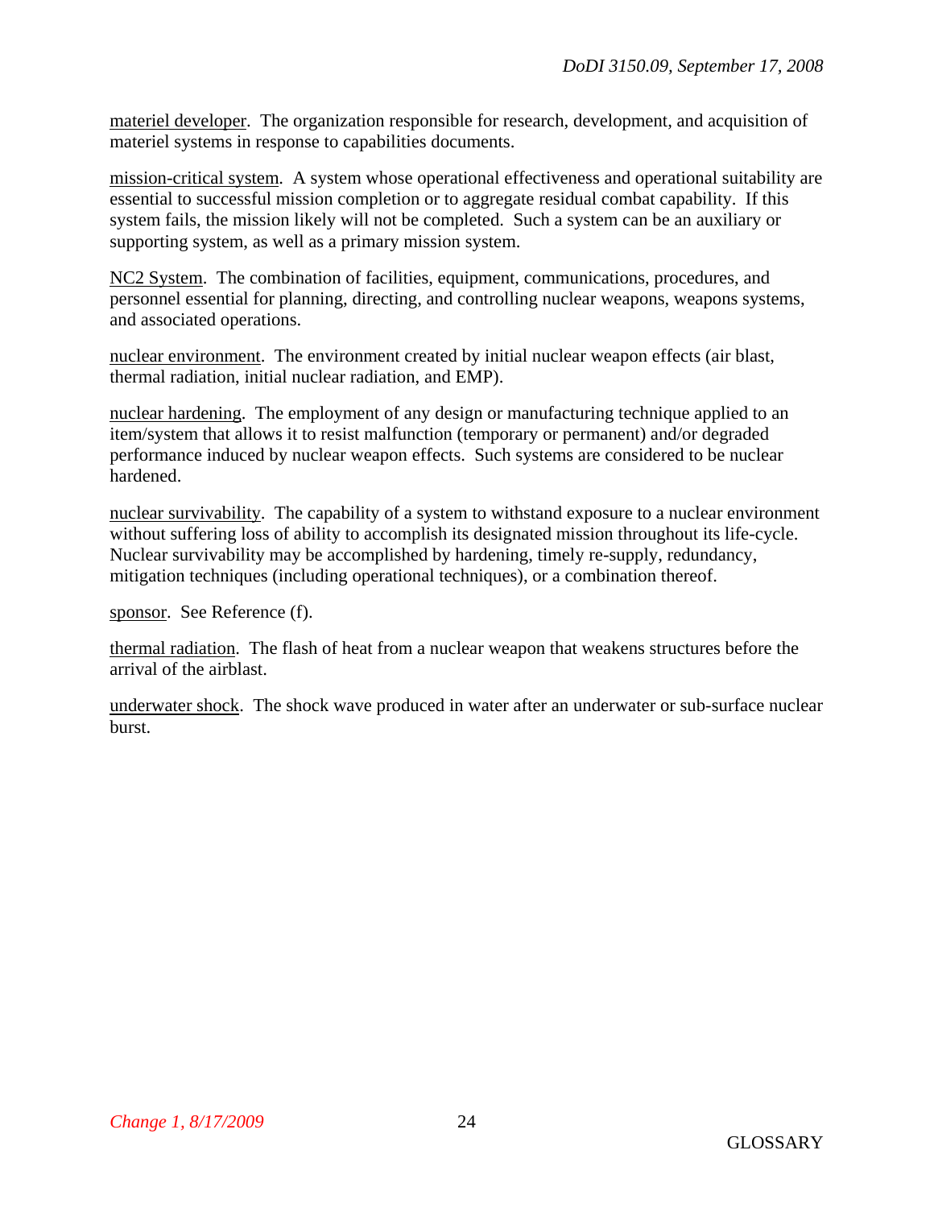materiel developer. The organization responsible for research, development, and acquisition of materiel systems in response to capabilities documents.

mission-critical system. A system whose operational effectiveness and operational suitability are essential to successful mission completion or to aggregate residual combat capability. If this system fails, the mission likely will not be completed. Such a system can be an auxiliary or supporting system, as well as a primary mission system.

NC2 System. The combination of facilities, equipment, communications, procedures, and personnel essential for planning, directing, and controlling nuclear weapons, weapons systems, and associated operations.

nuclear environment. The environment created by initial nuclear weapon effects (air blast, thermal radiation, initial nuclear radiation, and EMP).

nuclear hardening. The employment of any design or manufacturing technique applied to an item/system that allows it to resist malfunction (temporary or permanent) and/or degraded performance induced by nuclear weapon effects. Such systems are considered to be nuclear hardened.

nuclear survivability. The capability of a system to withstand exposure to a nuclear environment without suffering loss of ability to accomplish its designated mission throughout its life-cycle. Nuclear survivability may be accomplished by hardening, timely re-supply, redundancy, mitigation techniques (including operational techniques), or a combination thereof.

sponsor. See Reference (f).

thermal radiation. The flash of heat from a nuclear weapon that weakens structures before the arrival of the airblast.

underwater shock. The shock wave produced in water after an underwater or sub-surface nuclear burst.